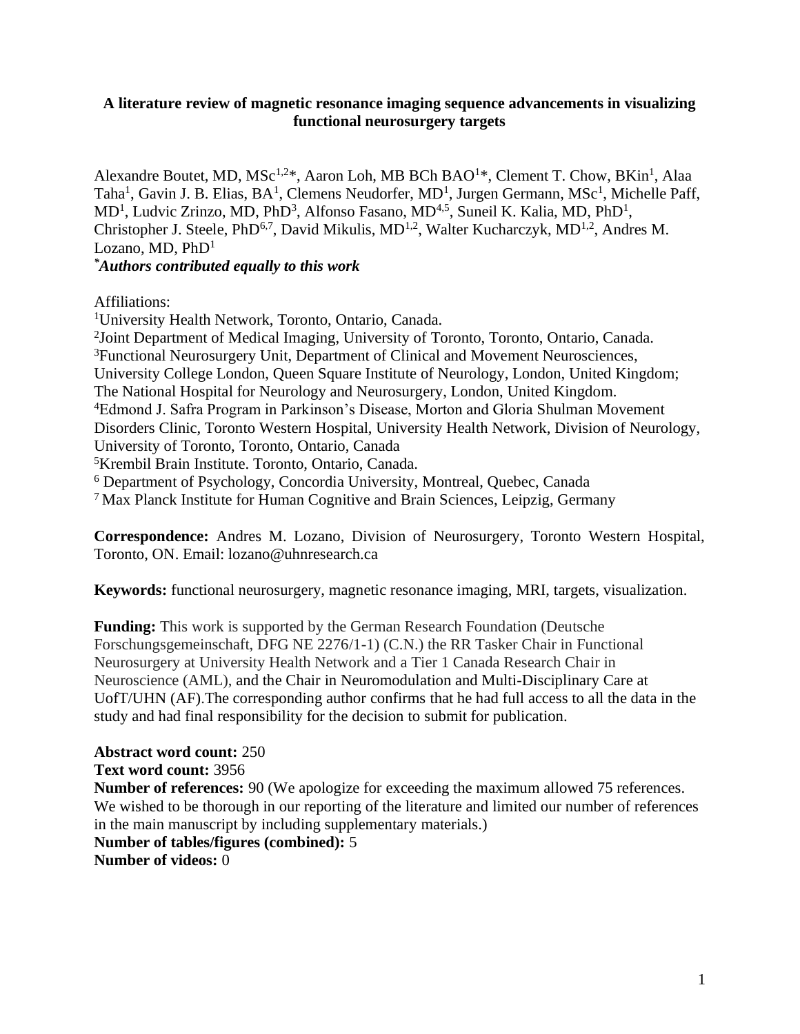# A literature review of magnetic resonance imaging sequence advancements in visualizing functional neurosurgery targets

Alexandre Boutet, MD, MSc[1,2]*, Aaron Loh, MB BCh BAO[1]*, Clement T. Chow, BKin[1], Alaa Taha[1], Gavin J. B. Elias, BA[1], Clemens Neudorfer, MD[1], Jurgen Germann, MSc[1], Michelle Paff, MD[1], Ludvic Zrinzo, MD, PhD[3], Alfonso Fasano, MD[4,5], Suneil K. Kalia, MD, PhD[1], Christopher J. Steele, PhD[6,7], David Mikulis, MD[1,2], Walter Kucharczyk, MD[1,2], Andres M. Lozano, MD, PhD[1]

***Authors contributed equally to this work**

Affiliations:

[1]University Health Network, Toronto, Ontario, Canada.

[2]Joint Department of Medical Imaging, University of Toronto, Toronto, Ontario, Canada.

[3]Functional Neurosurgery Unit, Department of Clinical and Movement Neurosciences, University College London, Queen Square Institute of Neurology, London, United Kingdom; The National Hospital for Neurology and Neurosurgery, London, United Kingdom.

[4]Edmond J. Safra Program in Parkinson's Disease, Morton and Gloria Shulman Movement Disorders Clinic, Toronto Western Hospital, University Health Network, Division of Neurology, University of Toronto, Toronto, Ontario, Canada

[5]Krembil Brain Institute. Toronto, Ontario, Canada.

[6] Department of Psychology, Concordia University, Montreal, Quebec, Canada

[7] Max Planck Institute for Human Cognitive and Brain Sciences, Leipzig, Germany

**Correspondence:** Andres M. Lozano, Division of Neurosurgery, Toronto Western Hospital, Toronto, ON. Email: lozano@uhnresearch.ca

**Keywords:** functional neurosurgery, magnetic resonance imaging, MRI, targets, visualization.

**Funding:** This work is supported by the German Research Foundation (Deutsche Forschungsgemeinschaft, DFG NE 2276/1-1) (C.N.) the RR Tasker Chair in Functional Neurosurgery at University Health Network and a Tier 1 Canada Research Chair in Neuroscience (AML), and the Chair in Neuromodulation and Multi-Disciplinary Care at UofT/UHN (AF).The corresponding author confirms that he had full access to all the data in the study and had final responsibility for the decision to submit for publication.

**Abstract word count:** 250

**Text word count:** 3956

**Number of references:** 90 (We apologize for exceeding the maximum allowed 75 references. We wished to be thorough in our reporting of the literature and limited our number of references in the main manuscript by including supplementary materials.)

**Number of tables/figures (combined):** 5

**Number of videos:** 0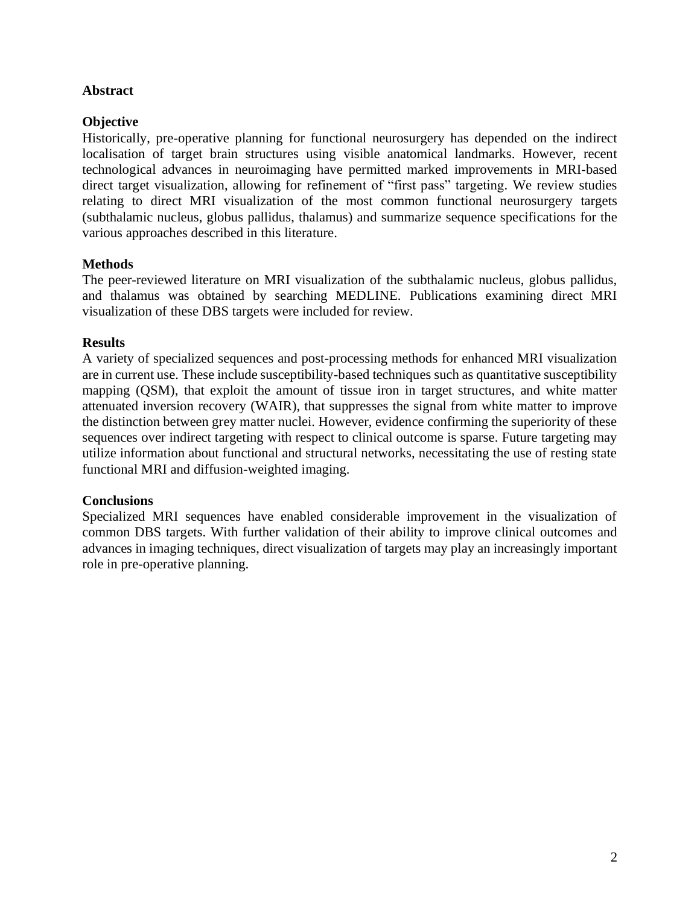## Abstract

### Objective

Historically, pre-operative planning for functional neurosurgery has depended on the indirect localisation of target brain structures using visible anatomical landmarks. However, recent technological advances in neuroimaging have permitted marked improvements in MRI-based direct target visualization, allowing for refinement of "first pass" targeting. We review studies relating to direct MRI visualization of the most common functional neurosurgery targets (subthalamic nucleus, globus pallidus, thalamus) and summarize sequence specifications for the various approaches described in this literature.

### Methods

The peer-reviewed literature on MRI visualization of the subthalamic nucleus, globus pallidus, and thalamus was obtained by searching MEDLINE. Publications examining direct MRI visualization of these DBS targets were included for review.

### Results

A variety of specialized sequences and post-processing methods for enhanced MRI visualization are in current use. These include susceptibility-based techniques such as quantitative susceptibility mapping (QSM), that exploit the amount of tissue iron in target structures, and white matter attenuated inversion recovery (WAIR), that suppresses the signal from white matter to improve the distinction between grey matter nuclei. However, evidence confirming the superiority of these sequences over indirect targeting with respect to clinical outcome is sparse. Future targeting may utilize information about functional and structural networks, necessitating the use of resting state functional MRI and diffusion-weighted imaging.

### Conclusions

Specialized MRI sequences have enabled considerable improvement in the visualization of common DBS targets. With further validation of their ability to improve clinical outcomes and advances in imaging techniques, direct visualization of targets may play an increasingly important role in pre-operative planning.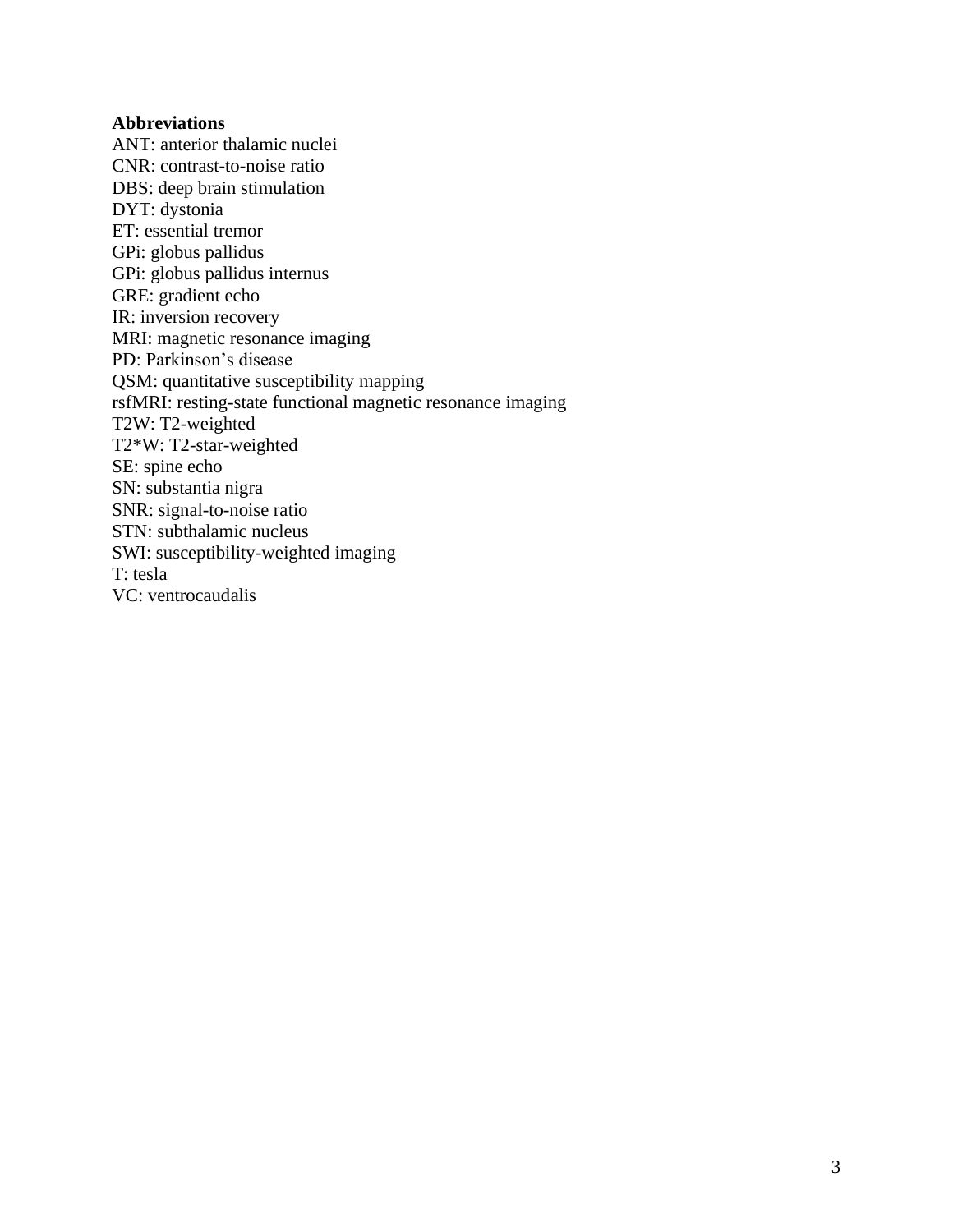**Abbreviations**

ANT: anterior thalamic nuclei
CNR: contrast-to-noise ratio
DBS: deep brain stimulation
DYT: dystonia
ET: essential tremor
GPi: globus pallidus
GPi: globus pallidus internus
GRE: gradient echo
IR: inversion recovery
MRI: magnetic resonance imaging
PD: Parkinson's disease
QSM: quantitative susceptibility mapping
rsfMRI: resting-state functional magnetic resonance imaging
T2W: T2-weighted
T2*W: T2-star-weighted
SE: spine echo
SN: substantia nigra
SNR: signal-to-noise ratio
STN: subthalamic nucleus
SWI: susceptibility-weighted imaging
T: tesla
VC: ventrocaudalis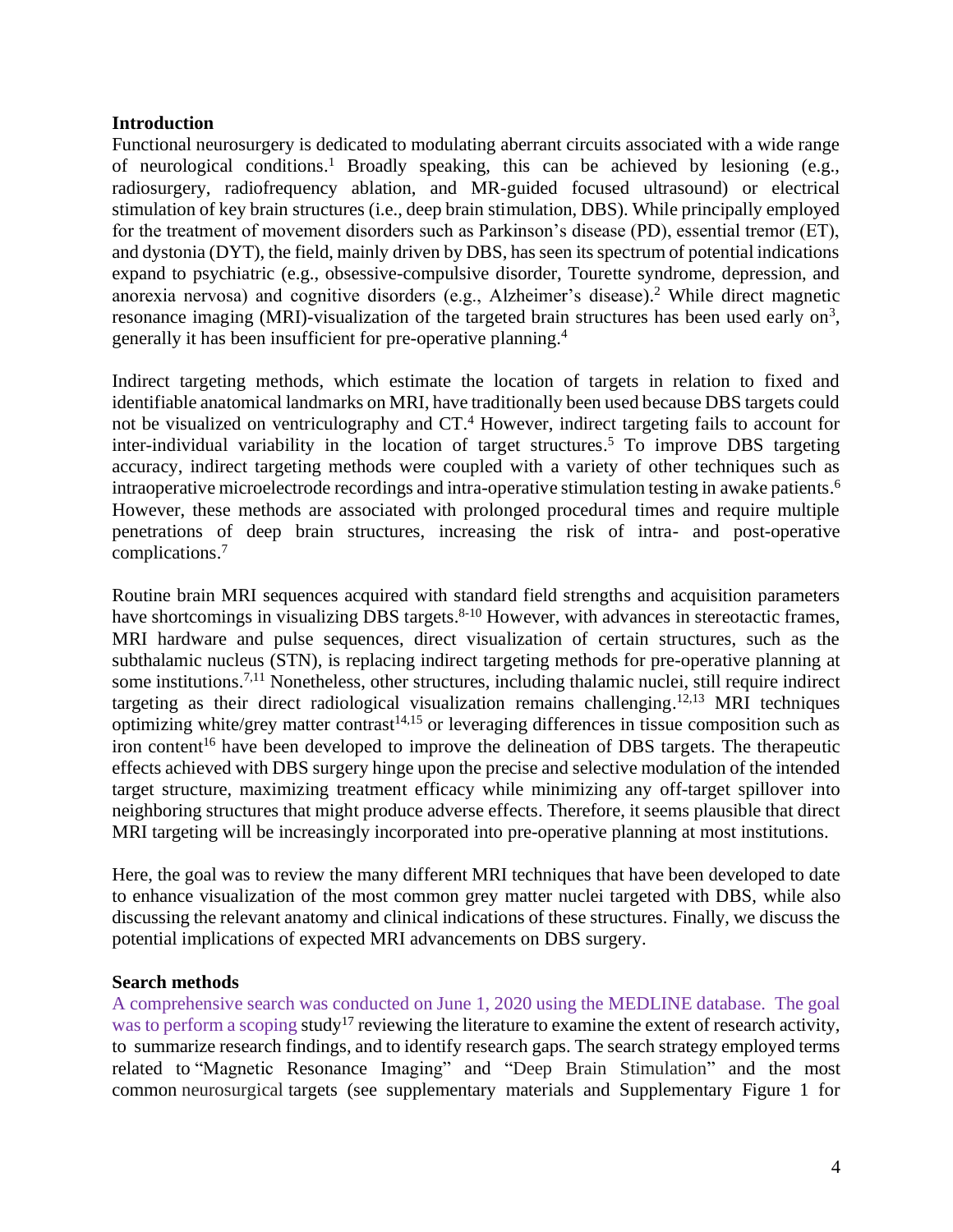## Introduction

Functional neurosurgery is dedicated to modulating aberrant circuits associated with a wide range of neurological conditions.[1] Broadly speaking, this can be achieved by lesioning (e.g., radiosurgery, radiofrequency ablation, and MR-guided focused ultrasound) or electrical stimulation of key brain structures (i.e., deep brain stimulation, DBS). While principally employed for the treatment of movement disorders such as Parkinson's disease (PD), essential tremor (ET), and dystonia (DYT), the field, mainly driven by DBS, has seen its spectrum of potential indications expand to psychiatric (e.g., obsessive-compulsive disorder, Tourette syndrome, depression, and anorexia nervosa) and cognitive disorders (e.g., Alzheimer's disease).[2] While direct magnetic resonance imaging (MRI)-visualization of the targeted brain structures has been used early on[3], generally it has been insufficient for pre-operative planning.[4]

Indirect targeting methods, which estimate the location of targets in relation to fixed and identifiable anatomical landmarks on MRI, have traditionally been used because DBS targets could not be visualized on ventriculography and CT.[4] However, indirect targeting fails to account for inter-individual variability in the location of target structures.[5] To improve DBS targeting accuracy, indirect targeting methods were coupled with a variety of other techniques such as intraoperative microelectrode recordings and intra-operative stimulation testing in awake patients.[6] However, these methods are associated with prolonged procedural times and require multiple penetrations of deep brain structures, increasing the risk of intra- and post-operative complications.[7]

Routine brain MRI sequences acquired with standard field strengths and acquisition parameters have shortcomings in visualizing DBS targets.[8-10] However, with advances in stereotactic frames, MRI hardware and pulse sequences, direct visualization of certain structures, such as the subthalamic nucleus (STN), is replacing indirect targeting methods for pre-operative planning at some institutions.[7,11] Nonetheless, other structures, including thalamic nuclei, still require indirect targeting as their direct radiological visualization remains challenging.[12,13] MRI techniques optimizing white/grey matter contrast[14,15] or leveraging differences in tissue composition such as iron content[16] have been developed to improve the delineation of DBS targets. The therapeutic effects achieved with DBS surgery hinge upon the precise and selective modulation of the intended target structure, maximizing treatment efficacy while minimizing any off-target spillover into neighboring structures that might produce adverse effects. Therefore, it seems plausible that direct MRI targeting will be increasingly incorporated into pre-operative planning at most institutions.

Here, the goal was to review the many different MRI techniques that have been developed to date to enhance visualization of the most common grey matter nuclei targeted with DBS, while also discussing the relevant anatomy and clinical indications of these structures. Finally, we discuss the potential implications of expected MRI advancements on DBS surgery.

## Search methods

A comprehensive search was conducted on June 1, 2020 using the MEDLINE database. The goal was to perform a scoping study[17] reviewing the literature to examine the extent of research activity, to summarize research findings, and to identify research gaps. The search strategy employed terms related to "Magnetic Resonance Imaging" and "Deep Brain Stimulation" and the most common neurosurgical targets (see supplementary materials and Supplementary Figure 1 for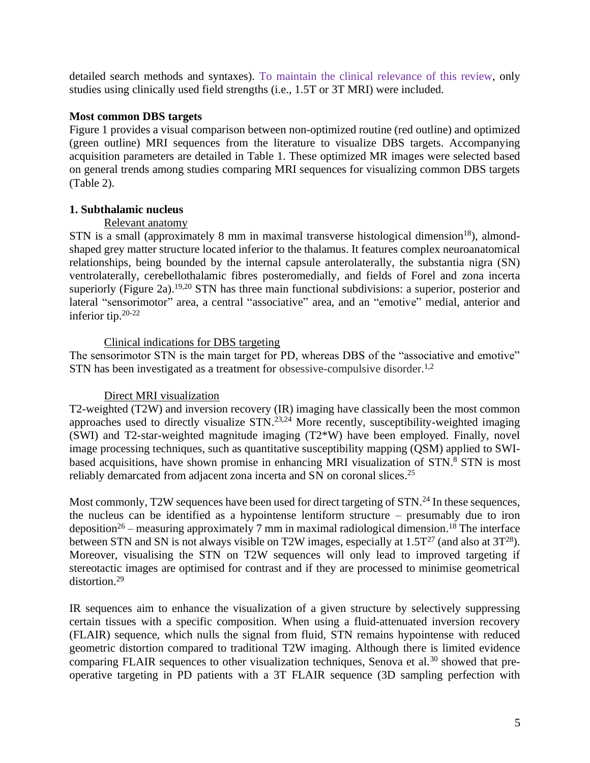detailed search methods and syntaxes). To maintain the clinical relevance of this review, only studies using clinically used field strengths (i.e., 1.5T or 3T MRI) were included.

**Most common DBS targets**

Figure 1 provides a visual comparison between non-optimized routine (red outline) and optimized (green outline) MRI sequences from the literature to visualize DBS targets. Accompanying acquisition parameters are detailed in Table 1. These optimized MR images were selected based on general trends among studies comparing MRI sequences for visualizing common DBS targets (Table 2).

**1. Subthalamic nucleus**

Relevant anatomy

STN is a small (approximately 8 mm in maximal transverse histological dimension[18]), almond-shaped grey matter structure located inferior to the thalamus. It features complex neuroanatomical relationships, being bounded by the internal capsule anterolaterally, the substantia nigra (SN) ventrolaterally, cerebellothalamic fibres posteromedially, and fields of Forel and zona incerta superiorly (Figure 2a).[19,20] STN has three main functional subdivisions: a superior, posterior and lateral "sensorimotor" area, a central "associative" area, and an "emotive" medial, anterior and inferior tip.[20-22]

Clinical indications for DBS targeting

The sensorimotor STN is the main target for PD, whereas DBS of the "associative and emotive" STN has been investigated as a treatment for obsessive-compulsive disorder.[1,2]

Direct MRI visualization

T2-weighted (T2W) and inversion recovery (IR) imaging have classically been the most common approaches used to directly visualize STN.[23,24] More recently, susceptibility-weighted imaging (SWI) and T2-star-weighted magnitude imaging (T2*W) have been employed. Finally, novel image processing techniques, such as quantitative susceptibility mapping (QSM) applied to SWI-based acquisitions, have shown promise in enhancing MRI visualization of STN.[8] STN is most reliably demarcated from adjacent zona incerta and SN on coronal slices.[25]

Most commonly, T2W sequences have been used for direct targeting of STN.[24] In these sequences, the nucleus can be identified as a hypointense lentiform structure – presumably due to iron deposition[26] – measuring approximately 7 mm in maximal radiological dimension.[18] The interface between STN and SN is not always visible on T2W images, especially at 1.5T[27] (and also at 3T[28]). Moreover, visualising the STN on T2W sequences will only lead to improved targeting if stereotactic images are optimised for contrast and if they are processed to minimise geometrical distortion.[29]

IR sequences aim to enhance the visualization of a given structure by selectively suppressing certain tissues with a specific composition. When using a fluid-attenuated inversion recovery (FLAIR) sequence, which nulls the signal from fluid, STN remains hypointense with reduced geometric distortion compared to traditional T2W imaging. Although there is limited evidence comparing FLAIR sequences to other visualization techniques, Senova et al.[30] showed that pre-operative targeting in PD patients with a 3T FLAIR sequence (3D sampling perfection with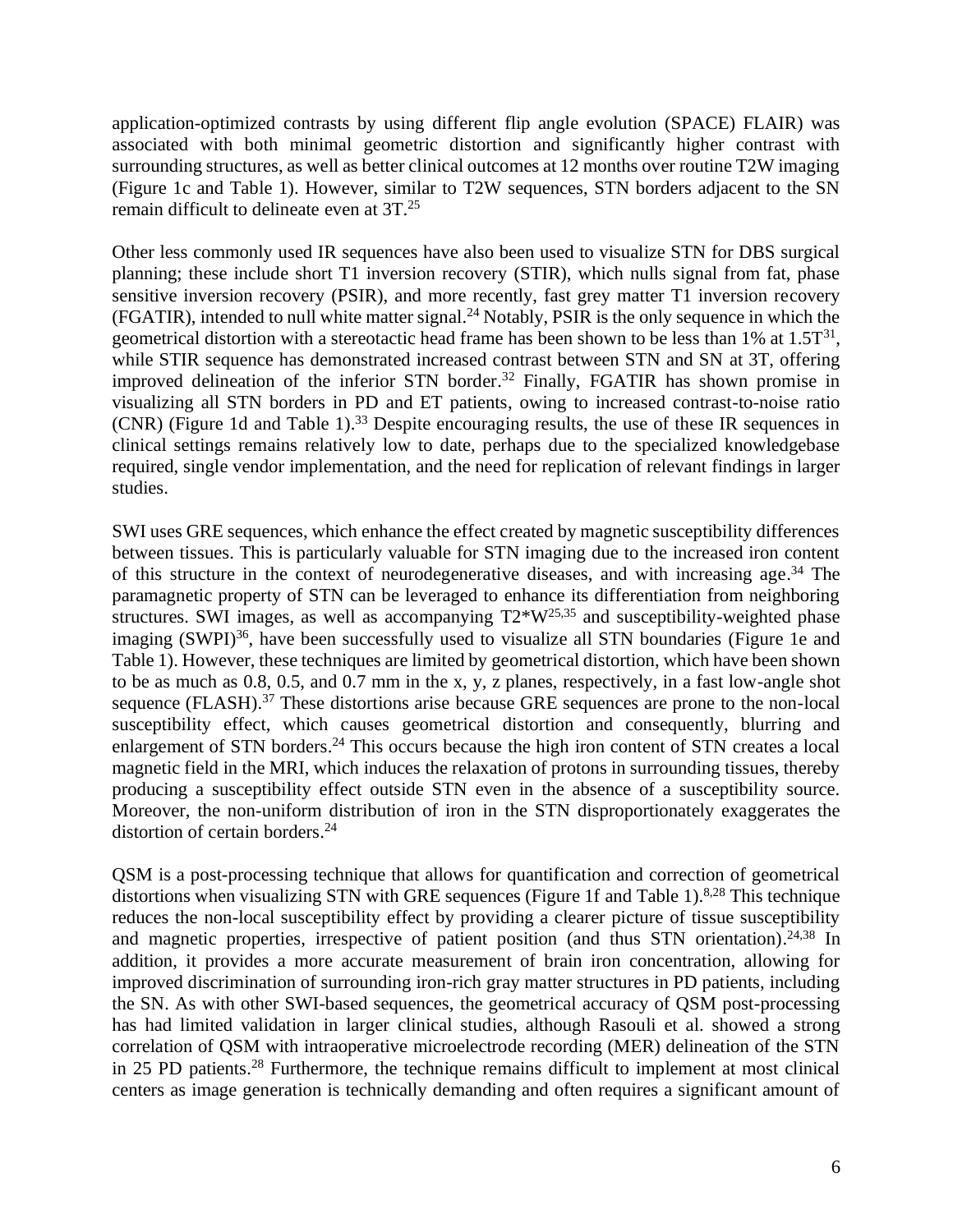application-optimized contrasts by using different flip angle evolution (SPACE) FLAIR) was associated with both minimal geometric distortion and significantly higher contrast with surrounding structures, as well as better clinical outcomes at 12 months over routine T2W imaging (Figure 1c and Table 1). However, similar to T2W sequences, STN borders adjacent to the SN remain difficult to delineate even at 3T.[25]

Other less commonly used IR sequences have also been used to visualize STN for DBS surgical planning; these include short T1 inversion recovery (STIR), which nulls signal from fat, phase sensitive inversion recovery (PSIR), and more recently, fast grey matter T1 inversion recovery (FGATIR), intended to null white matter signal.[24] Notably, PSIR is the only sequence in which the geometrical distortion with a stereotactic head frame has been shown to be less than 1% at 1.5T[31], while STIR sequence has demonstrated increased contrast between STN and SN at 3T, offering improved delineation of the inferior STN border.[32] Finally, FGATIR has shown promise in visualizing all STN borders in PD and ET patients, owing to increased contrast-to-noise ratio (CNR) (Figure 1d and Table 1).[33] Despite encouraging results, the use of these IR sequences in clinical settings remains relatively low to date, perhaps due to the specialized knowledgebase required, single vendor implementation, and the need for replication of relevant findings in larger studies.

SWI uses GRE sequences, which enhance the effect created by magnetic susceptibility differences between tissues. This is particularly valuable for STN imaging due to the increased iron content of this structure in the context of neurodegenerative diseases, and with increasing age.[34] The paramagnetic property of STN can be leveraged to enhance its differentiation from neighboring structures. SWI images, as well as accompanying T2*W[25,35] and susceptibility-weighted phase imaging (SWPI)[36], have been successfully used to visualize all STN boundaries (Figure 1e and Table 1). However, these techniques are limited by geometrical distortion, which have been shown to be as much as 0.8, 0.5, and 0.7 mm in the x, y, z planes, respectively, in a fast low-angle shot sequence (FLASH).[37] These distortions arise because GRE sequences are prone to the non-local susceptibility effect, which causes geometrical distortion and consequently, blurring and enlargement of STN borders.[24] This occurs because the high iron content of STN creates a local magnetic field in the MRI, which induces the relaxation of protons in surrounding tissues, thereby producing a susceptibility effect outside STN even in the absence of a susceptibility source. Moreover, the non-uniform distribution of iron in the STN disproportionately exaggerates the distortion of certain borders.[24]

QSM is a post-processing technique that allows for quantification and correction of geometrical distortions when visualizing STN with GRE sequences (Figure 1f and Table 1).[8,28] This technique reduces the non-local susceptibility effect by providing a clearer picture of tissue susceptibility and magnetic properties, irrespective of patient position (and thus STN orientation).[24,38] In addition, it provides a more accurate measurement of brain iron concentration, allowing for improved discrimination of surrounding iron-rich gray matter structures in PD patients, including the SN. As with other SWI-based sequences, the geometrical accuracy of QSM post-processing has had limited validation in larger clinical studies, although Rasouli et al. showed a strong correlation of QSM with intraoperative microelectrode recording (MER) delineation of the STN in 25 PD patients.[28] Furthermore, the technique remains difficult to implement at most clinical centers as image generation is technically demanding and often requires a significant amount of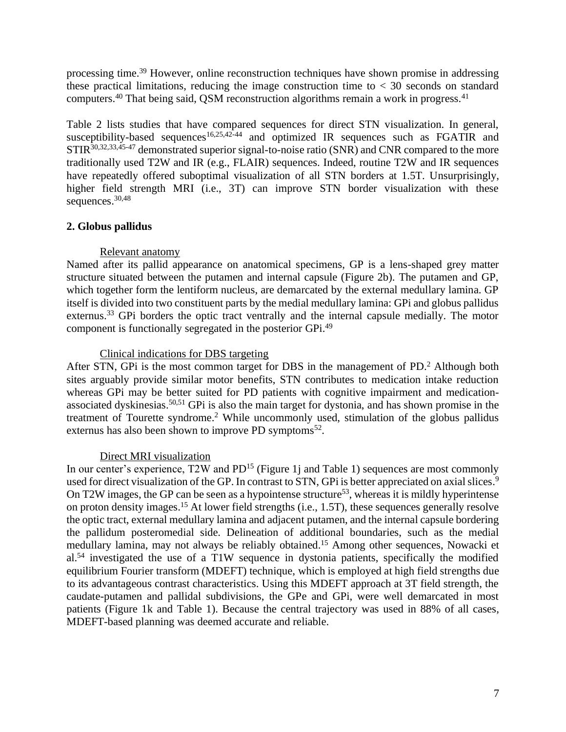processing time.[39] However, online reconstruction techniques have shown promise in addressing these practical limitations, reducing the image construction time to < 30 seconds on standard computers.[40] That being said, QSM reconstruction algorithms remain a work in progress.[41]

Table 2 lists studies that have compared sequences for direct STN visualization. In general, susceptibility-based sequences[16,25,42-44] and optimized IR sequences such as FGATIR and STIR[30,32,33,45-47] demonstrated superior signal-to-noise ratio (SNR) and CNR compared to the more traditionally used T2W and IR (e.g., FLAIR) sequences. Indeed, routine T2W and IR sequences have repeatedly offered suboptimal visualization of all STN borders at 1.5T. Unsurprisingly, higher field strength MRI (i.e., 3T) can improve STN border visualization with these sequences.[30,48]

## 2. Globus pallidus

### Relevant anatomy

Named after its pallid appearance on anatomical specimens, GP is a lens-shaped grey matter structure situated between the putamen and internal capsule (Figure 2b). The putamen and GP, which together form the lentiform nucleus, are demarcated by the external medullary lamina. GP itself is divided into two constituent parts by the medial medullary lamina: GPi and globus pallidus externus.[33] GPi borders the optic tract ventrally and the internal capsule medially. The motor component is functionally segregated in the posterior GPi.[49]

### Clinical indications for DBS targeting

After STN, GPi is the most common target for DBS in the management of PD.[2] Although both sites arguably provide similar motor benefits, STN contributes to medication intake reduction whereas GPi may be better suited for PD patients with cognitive impairment and medication-associated dyskinesias.[50,51] GPi is also the main target for dystonia, and has shown promise in the treatment of Tourette syndrome.[2] While uncommonly used, stimulation of the globus pallidus externus has also been shown to improve PD symptoms[52].

### Direct MRI visualization

In our center's experience, T2W and PD[15] (Figure 1j and Table 1) sequences are most commonly used for direct visualization of the GP. In contrast to STN, GPi is better appreciated on axial slices.[9] On T2W images, the GP can be seen as a hypointense structure[53], whereas it is mildly hyperintense on proton density images.[15] At lower field strengths (i.e., 1.5T), these sequences generally resolve the optic tract, external medullary lamina and adjacent putamen, and the internal capsule bordering the pallidum posteromedial side. Delineation of additional boundaries, such as the medial medullary lamina, may not always be reliably obtained.[15] Among other sequences, Nowacki et al.[54] investigated the use of a T1W sequence in dystonia patients, specifically the modified equilibrium Fourier transform (MDEFT) technique, which is employed at high field strengths due to its advantageous contrast characteristics. Using this MDEFT approach at 3T field strength, the caudate-putamen and pallidal subdivisions, the GPe and GPi, were well demarcated in most patients (Figure 1k and Table 1). Because the central trajectory was used in 88% of all cases, MDEFT-based planning was deemed accurate and reliable.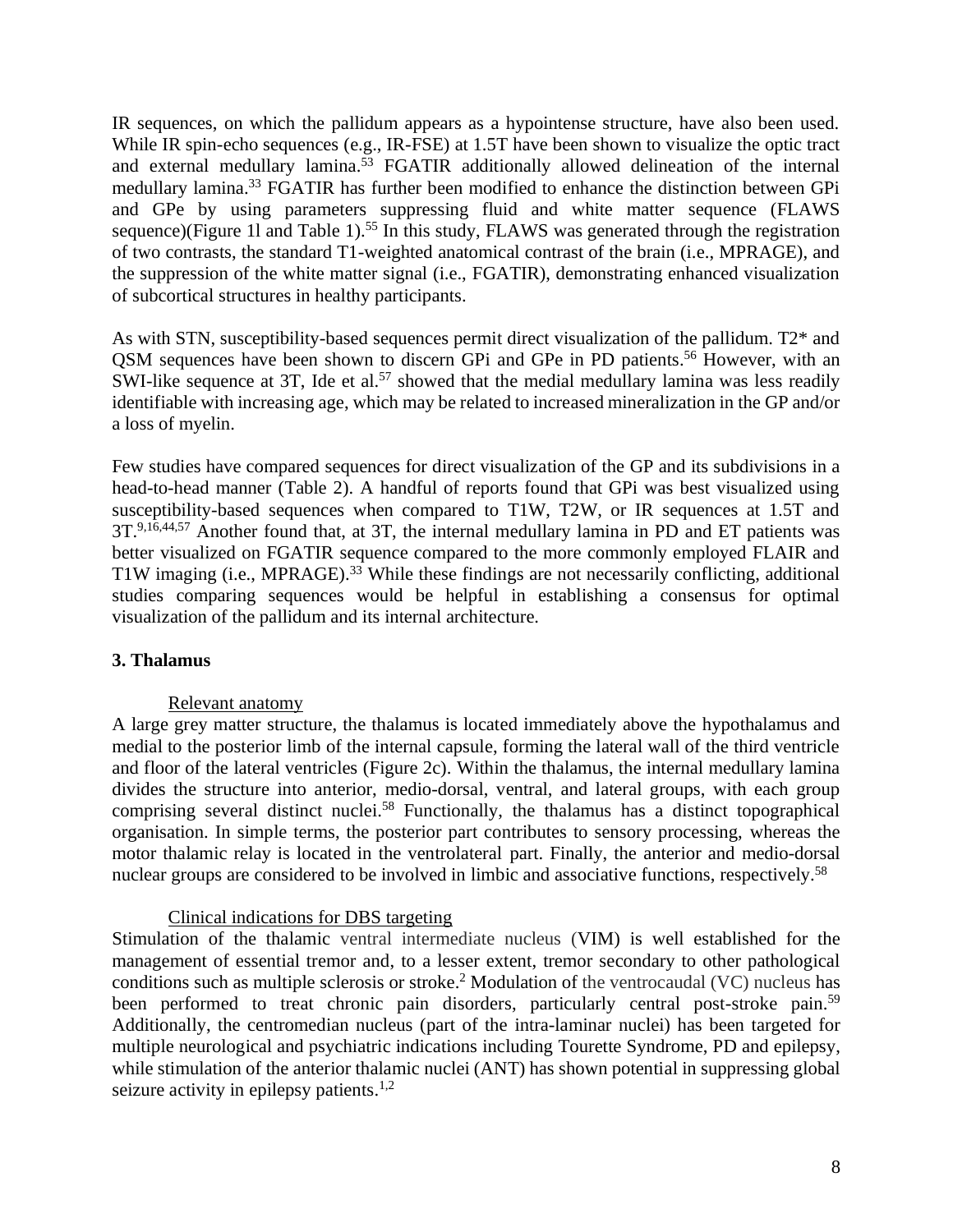IR sequences, on which the pallidum appears as a hypointense structure, have also been used. While IR spin-echo sequences (e.g., IR-FSE) at 1.5T have been shown to visualize the optic tract and external medullary lamina.[53] FGATIR additionally allowed delineation of the internal medullary lamina.[33] FGATIR has further been modified to enhance the distinction between GPi and GPe by using parameters suppressing fluid and white matter sequence (FLAWS sequence)(Figure 1l and Table 1).[55] In this study, FLAWS was generated through the registration of two contrasts, the standard T1-weighted anatomical contrast of the brain (i.e., MPRAGE), and the suppression of the white matter signal (i.e., FGATIR), demonstrating enhanced visualization of subcortical structures in healthy participants.

As with STN, susceptibility-based sequences permit direct visualization of the pallidum. T2* and QSM sequences have been shown to discern GPi and GPe in PD patients.[56] However, with an SWI-like sequence at 3T, Ide et al.[57] showed that the medial medullary lamina was less readily identifiable with increasing age, which may be related to increased mineralization in the GP and/or a loss of myelin.

Few studies have compared sequences for direct visualization of the GP and its subdivisions in a head-to-head manner (Table 2). A handful of reports found that GPi was best visualized using susceptibility-based sequences when compared to T1W, T2W, or IR sequences at 1.5T and 3T.[9,16,44,57] Another found that, at 3T, the internal medullary lamina in PD and ET patients was better visualized on FGATIR sequence compared to the more commonly employed FLAIR and T1W imaging (i.e., MPRAGE).[33] While these findings are not necessarily conflicting, additional studies comparing sequences would be helpful in establishing a consensus for optimal visualization of the pallidum and its internal architecture.

## 3. Thalamus

### Relevant anatomy

A large grey matter structure, the thalamus is located immediately above the hypothalamus and medial to the posterior limb of the internal capsule, forming the lateral wall of the third ventricle and floor of the lateral ventricles (Figure 2c). Within the thalamus, the internal medullary lamina divides the structure into anterior, medio-dorsal, ventral, and lateral groups, with each group comprising several distinct nuclei.[58] Functionally, the thalamus has a distinct topographical organisation. In simple terms, the posterior part contributes to sensory processing, whereas the motor thalamic relay is located in the ventrolateral part. Finally, the anterior and medio-dorsal nuclear groups are considered to be involved in limbic and associative functions, respectively.[58]

### Clinical indications for DBS targeting

Stimulation of the thalamic ventral intermediate nucleus (VIM) is well established for the management of essential tremor and, to a lesser extent, tremor secondary to other pathological conditions such as multiple sclerosis or stroke.[2] Modulation of the ventrocaudal (VC) nucleus has been performed to treat chronic pain disorders, particularly central post-stroke pain.[59] Additionally, the centromedian nucleus (part of the intra-laminar nuclei) has been targeted for multiple neurological and psychiatric indications including Tourette Syndrome, PD and epilepsy, while stimulation of the anterior thalamic nuclei (ANT) has shown potential in suppressing global seizure activity in epilepsy patients.[1,2]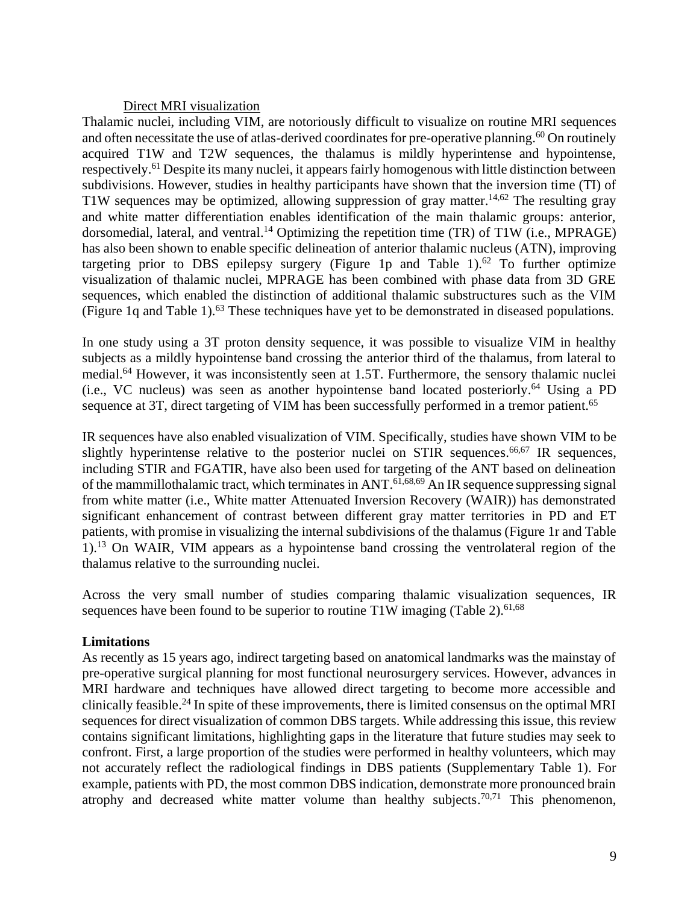### Direct MRI visualization

Thalamic nuclei, including VIM, are notoriously difficult to visualize on routine MRI sequences and often necessitate the use of atlas-derived coordinates for pre-operative planning.[60] On routinely acquired T1W and T2W sequences, the thalamus is mildly hyperintense and hypointense, respectively.[61] Despite its many nuclei, it appears fairly homogenous with little distinction between subdivisions. However, studies in healthy participants have shown that the inversion time (TI) of T1W sequences may be optimized, allowing suppression of gray matter.[14,62] The resulting gray and white matter differentiation enables identification of the main thalamic groups: anterior, dorsomedial, lateral, and ventral.[14] Optimizing the repetition time (TR) of T1W (i.e., MPRAGE) has also been shown to enable specific delineation of anterior thalamic nucleus (ATN), improving targeting prior to DBS epilepsy surgery (Figure 1p and Table 1).[62] To further optimize visualization of thalamic nuclei, MPRAGE has been combined with phase data from 3D GRE sequences, which enabled the distinction of additional thalamic substructures such as the VIM (Figure 1q and Table 1).[63] These techniques have yet to be demonstrated in diseased populations.

In one study using a 3T proton density sequence, it was possible to visualize VIM in healthy subjects as a mildly hypointense band crossing the anterior third of the thalamus, from lateral to medial.[64] However, it was inconsistently seen at 1.5T. Furthermore, the sensory thalamic nuclei (i.e., VC nucleus) was seen as another hypointense band located posteriorly.[64] Using a PD sequence at 3T, direct targeting of VIM has been successfully performed in a tremor patient.[65]

IR sequences have also enabled visualization of VIM. Specifically, studies have shown VIM to be slightly hyperintense relative to the posterior nuclei on STIR sequences.[66,67] IR sequences, including STIR and FGATIR, have also been used for targeting of the ANT based on delineation of the mammillothalamic tract, which terminates in ANT.[61,68,69] An IR sequence suppressing signal from white matter (i.e., White matter Attenuated Inversion Recovery (WAIR)) has demonstrated significant enhancement of contrast between different gray matter territories in PD and ET patients, with promise in visualizing the internal subdivisions of the thalamus (Figure 1r and Table 1).[13] On WAIR, VIM appears as a hypointense band crossing the ventrolateral region of the thalamus relative to the surrounding nuclei.

Across the very small number of studies comparing thalamic visualization sequences, IR sequences have been found to be superior to routine T1W imaging (Table 2).[61,68]

## Limitations

As recently as 15 years ago, indirect targeting based on anatomical landmarks was the mainstay of pre-operative surgical planning for most functional neurosurgery services. However, advances in MRI hardware and techniques have allowed direct targeting to become more accessible and clinically feasible.[24] In spite of these improvements, there is limited consensus on the optimal MRI sequences for direct visualization of common DBS targets. While addressing this issue, this review contains significant limitations, highlighting gaps in the literature that future studies may seek to confront. First, a large proportion of the studies were performed in healthy volunteers, which may not accurately reflect the radiological findings in DBS patients (Supplementary Table 1). For example, patients with PD, the most common DBS indication, demonstrate more pronounced brain atrophy and decreased white matter volume than healthy subjects.[70,71] This phenomenon,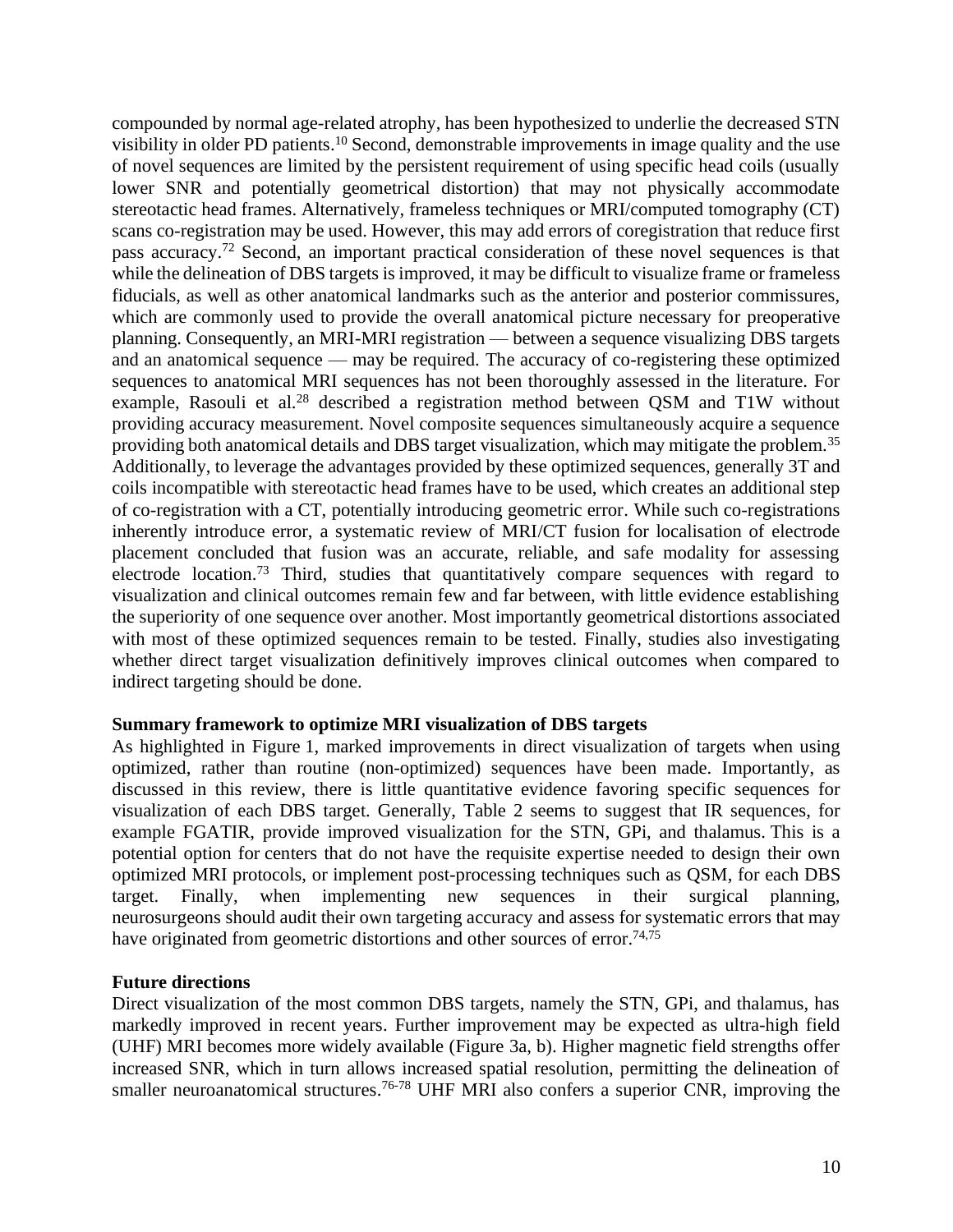compounded by normal age-related atrophy, has been hypothesized to underlie the decreased STN visibility in older PD patients.[10] Second, demonstrable improvements in image quality and the use of novel sequences are limited by the persistent requirement of using specific head coils (usually lower SNR and potentially geometrical distortion) that may not physically accommodate stereotactic head frames. Alternatively, frameless techniques or MRI/computed tomography (CT) scans co-registration may be used. However, this may add errors of coregistration that reduce first pass accuracy.[72] Second, an important practical consideration of these novel sequences is that while the delineation of DBS targets is improved, it may be difficult to visualize frame or frameless fiducials, as well as other anatomical landmarks such as the anterior and posterior commissures, which are commonly used to provide the overall anatomical picture necessary for preoperative planning. Consequently, an MRI-MRI registration — between a sequence visualizing DBS targets and an anatomical sequence — may be required. The accuracy of co-registering these optimized sequences to anatomical MRI sequences has not been thoroughly assessed in the literature. For example, Rasouli et al.[28] described a registration method between QSM and T1W without providing accuracy measurement. Novel composite sequences simultaneously acquire a sequence providing both anatomical details and DBS target visualization, which may mitigate the problem.[35] Additionally, to leverage the advantages provided by these optimized sequences, generally 3T and coils incompatible with stereotactic head frames have to be used, which creates an additional step of co-registration with a CT, potentially introducing geometric error. While such co-registrations inherently introduce error, a systematic review of MRI/CT fusion for localisation of electrode placement concluded that fusion was an accurate, reliable, and safe modality for assessing electrode location.[73] Third, studies that quantitatively compare sequences with regard to visualization and clinical outcomes remain few and far between, with little evidence establishing the superiority of one sequence over another. Most importantly geometrical distortions associated with most of these optimized sequences remain to be tested. Finally, studies also investigating whether direct target visualization definitively improves clinical outcomes when compared to indirect targeting should be done.

**Summary framework to optimize MRI visualization of DBS targets**

As highlighted in Figure 1, marked improvements in direct visualization of targets when using optimized, rather than routine (non-optimized) sequences have been made. Importantly, as discussed in this review, there is little quantitative evidence favoring specific sequences for visualization of each DBS target. Generally, Table 2 seems to suggest that IR sequences, for example FGATIR, provide improved visualization for the STN, GPi, and thalamus. This is a potential option for centers that do not have the requisite expertise needed to design their own optimized MRI protocols, or implement post-processing techniques such as QSM, for each DBS target. Finally, when implementing new sequences in their surgical planning, neurosurgeons should audit their own targeting accuracy and assess for systematic errors that may have originated from geometric distortions and other sources of error.[74,75]

**Future directions**

Direct visualization of the most common DBS targets, namely the STN, GPi, and thalamus, has markedly improved in recent years. Further improvement may be expected as ultra-high field (UHF) MRI becomes more widely available (Figure 3a, b). Higher magnetic field strengths offer increased SNR, which in turn allows increased spatial resolution, permitting the delineation of smaller neuroanatomical structures.[76-78] UHF MRI also confers a superior CNR, improving the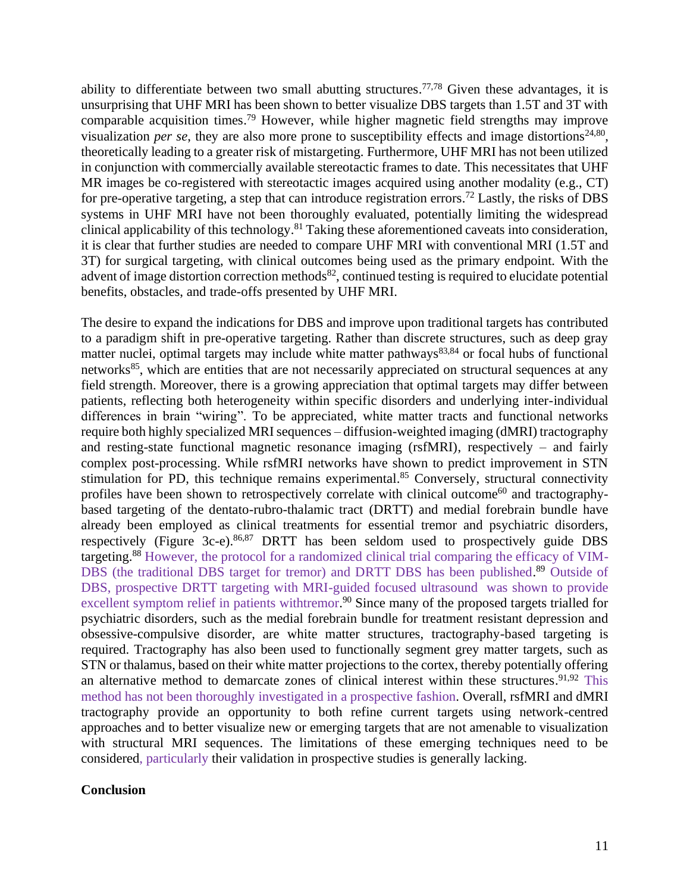ability to differentiate between two small abutting structures.[77,78] Given these advantages, it is unsurprising that UHF MRI has been shown to better visualize DBS targets than 1.5T and 3T with comparable acquisition times.[79] However, while higher magnetic field strengths may improve visualization *per se*, they are also more prone to susceptibility effects and image distortions[24,80], theoretically leading to a greater risk of mistargeting. Furthermore, UHF MRI has not been utilized in conjunction with commercially available stereotactic frames to date. This necessitates that UHF MR images be co-registered with stereotactic images acquired using another modality (e.g., CT) for pre-operative targeting, a step that can introduce registration errors.[72] Lastly, the risks of DBS systems in UHF MRI have not been thoroughly evaluated, potentially limiting the widespread clinical applicability of this technology.[81] Taking these aforementioned caveats into consideration, it is clear that further studies are needed to compare UHF MRI with conventional MRI (1.5T and 3T) for surgical targeting, with clinical outcomes being used as the primary endpoint. With the advent of image distortion correction methods[82], continued testing is required to elucidate potential benefits, obstacles, and trade-offs presented by UHF MRI.

The desire to expand the indications for DBS and improve upon traditional targets has contributed to a paradigm shift in pre-operative targeting. Rather than discrete structures, such as deep gray matter nuclei, optimal targets may include white matter pathways[83,84] or focal hubs of functional networks[85], which are entities that are not necessarily appreciated on structural sequences at any field strength. Moreover, there is a growing appreciation that optimal targets may differ between patients, reflecting both heterogeneity within specific disorders and underlying inter-individual differences in brain "wiring". To be appreciated, white matter tracts and functional networks require both highly specialized MRI sequences – diffusion-weighted imaging (dMRI) tractography and resting-state functional magnetic resonance imaging (rsfMRI), respectively – and fairly complex post-processing. While rsfMRI networks have shown to predict improvement in STN stimulation for PD, this technique remains experimental.[85] Conversely, structural connectivity profiles have been shown to retrospectively correlate with clinical outcome[60] and tractography-based targeting of the dentato-rubro-thalamic tract (DRTT) and medial forebrain bundle have already been employed as clinical treatments for essential tremor and psychiatric disorders, respectively (Figure 3c-e).[86,87] DRTT has been seldom used to prospectively guide DBS targeting.[88] However, the protocol for a randomized clinical trial comparing the efficacy of VIM-DBS (the traditional DBS target for tremor) and DRTT DBS has been published.[89] Outside of DBS, prospective DRTT targeting with MRI-guided focused ultrasound was shown to provide excellent symptom relief in patients withtremor.[90] Since many of the proposed targets trialled for psychiatric disorders, such as the medial forebrain bundle for treatment resistant depression and obsessive-compulsive disorder, are white matter structures, tractography-based targeting is required. Tractography has also been used to functionally segment grey matter targets, such as STN or thalamus, based on their white matter projections to the cortex, thereby potentially offering an alternative method to demarcate zones of clinical interest within these structures.[91,92] This method has not been thoroughly investigated in a prospective fashion. Overall, rsfMRI and dMRI tractography provide an opportunity to both refine current targets using network-centred approaches and to better visualize new or emerging targets that are not amenable to visualization with structural MRI sequences. The limitations of these emerging techniques need to be considered, particularly their validation in prospective studies is generally lacking.

## Conclusion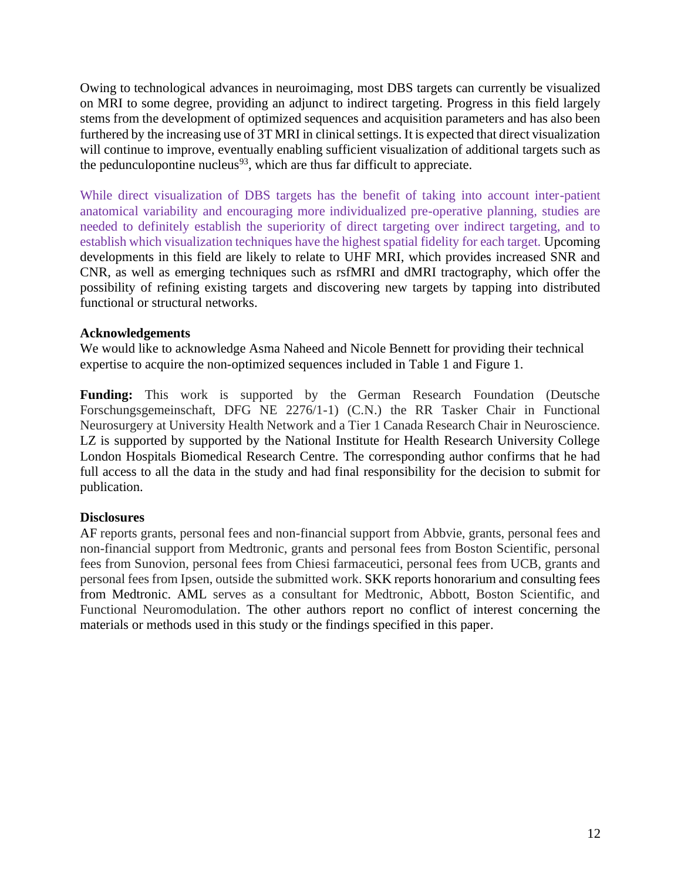Owing to technological advances in neuroimaging, most DBS targets can currently be visualized on MRI to some degree, providing an adjunct to indirect targeting. Progress in this field largely stems from the development of optimized sequences and acquisition parameters and has also been furthered by the increasing use of 3T MRI in clinical settings. It is expected that direct visualization will continue to improve, eventually enabling sufficient visualization of additional targets such as the pedunculopontine nucleus[93], which are thus far difficult to appreciate.

While direct visualization of DBS targets has the benefit of taking into account inter-patient anatomical variability and encouraging more individualized pre-operative planning, studies are needed to definitely establish the superiority of direct targeting over indirect targeting, and to establish which visualization techniques have the highest spatial fidelity for each target. Upcoming developments in this field are likely to relate to UHF MRI, which provides increased SNR and CNR, as well as emerging techniques such as rsfMRI and dMRI tractography, which offer the possibility of refining existing targets and discovering new targets by tapping into distributed functional or structural networks.

### Acknowledgements

We would like to acknowledge Asma Naheed and Nicole Bennett for providing their technical expertise to acquire the non-optimized sequences included in Table 1 and Figure 1.

**Funding:** This work is supported by the German Research Foundation (Deutsche Forschungsgemeinschaft, DFG NE 2276/1-1) (C.N.) the RR Tasker Chair in Functional Neurosurgery at University Health Network and a Tier 1 Canada Research Chair in Neuroscience. LZ is supported by supported by the National Institute for Health Research University College London Hospitals Biomedical Research Centre. The corresponding author confirms that he had full access to all the data in the study and had final responsibility for the decision to submit for publication.

### Disclosures

AF reports grants, personal fees and non-financial support from Abbvie, grants, personal fees and non-financial support from Medtronic, grants and personal fees from Boston Scientific, personal fees from Sunovion, personal fees from Chiesi farmaceutici, personal fees from UCB, grants and personal fees from Ipsen, outside the submitted work. SKK reports honorarium and consulting fees from Medtronic. AML serves as a consultant for Medtronic, Abbott, Boston Scientific, and Functional Neuromodulation. The other authors report no conflict of interest concerning the materials or methods used in this study or the findings specified in this paper.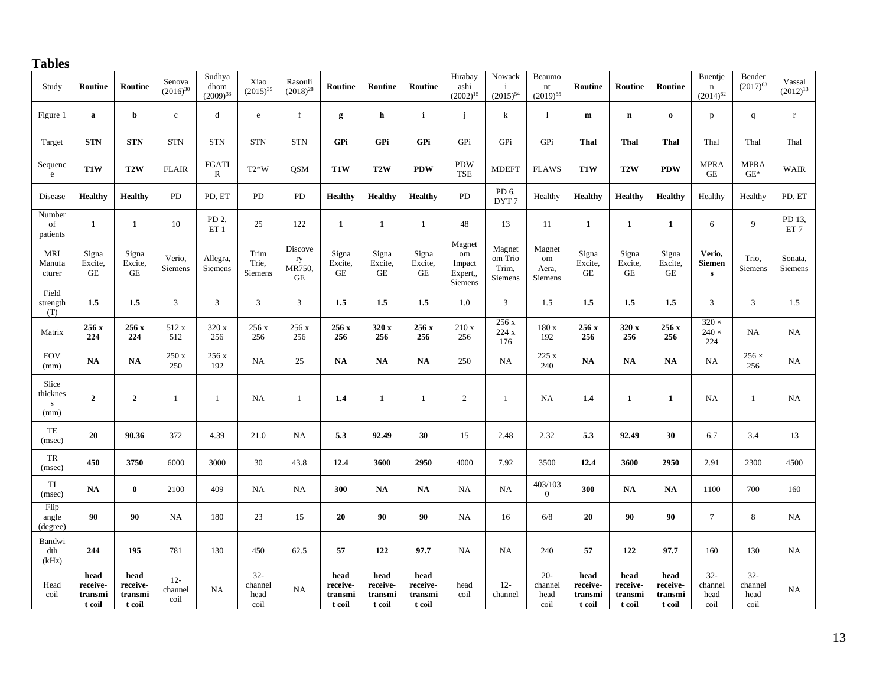## Tables

| Study | **Routine** | **Routine** | Senova (2016)[30] | Sudhyadhom (2009)[33] | Xiao (2015)[35] | Rasouli (2018)[28] | **Routine** | **Routine** | **Routine** | Hirabayashi (2002)[15] | Nowacki (2015)[54] | Beaumont (2019)[55] | **Routine** | **Routine** | **Routine** | Buentjen (2014)[62] | Bender (2017)[63] | Vassal (2012)[13] |
|---|---|---|---|---|---|---|---|---|---|---|---|---|---|---|---|---|---|---|
| Figure 1 | **a** | **b** | c | d | e | f | **g** | **h** | **i** | j | k | l | **m** | **n** | **o** | p | q | r |
| Target | **STN** | **STN** | STN | STN | STN | STN | **GPi** | **GPi** | **GPi** | GPi | GPi | GPi | **Thal** | **Thal** | **Thal** | Thal | Thal | Thal |
| Sequence | **T1W** | **T2W** | FLAIR | FGATIR | T2*W | QSM | **T1W** | **T2W** | **PDW** | PDW TSE | MDEFT | FLAWS | **T1W** | **T2W** | **PDW** | MPRAGE | MPRAGE* | WAIR |
| Disease | **Healthy** | **Healthy** | PD | PD, ET | PD | PD | **Healthy** | **Healthy** | **Healthy** | PD | PD 6, DYT 7 | Healthy | **Healthy** | **Healthy** | **Healthy** | Healthy | Healthy | PD, ET |
| Number of patients | **1** | **1** | 10 | PD 2, ET 1 | 25 | 122 | **1** | **1** | **1** | 48 | 13 | 11 | **1** | **1** | **1** | 6 | 9 | PD 13, ET 7 |
| MRI Manufacturer | Signa Excite, GE | Signa Excite, GE | Verio, Siemens | Allegra, Siemens | Trim Trie, Siemens | Discovery MR750, GE | Signa Excite, GE | Signa Excite, GE | Signa Excite, GE | Magnetom Impact Expert,, Siemens | Magnetom Trio Trim, Siemens | Magnetom Aera, Siemens | Signa Excite, GE | Signa Excite, GE | Signa Excite, GE | **Verio, Siemens** | Trio, Siemens | Sonata, Siemens |
| Field strength (T) | **1.5** | **1.5** | 3 | 3 | 3 | 3 | **1.5** | **1.5** | **1.5** | 1.0 | 3 | 1.5 | **1.5** | **1.5** | **1.5** | 3 | 3 | 1.5 |
| Matrix | **256 x 224** | **256 x 224** | 512 x 512 | 320 x 256 | 256 x 256 | 256 x 256 | **256 x 256** | **320 x 256** | **256 x 256** | 210 x 256 | 256 x 224 x 176 | 180 x 192 | **256 x 256** | **320 x 256** | **256 x 256** | 320 × 240 × 224 | NA | NA |
| FOV (mm) | **NA** | **NA** | 250 x 250 | 256 x 192 | NA | 25 | **NA** | **NA** | **NA** | 250 | NA | 225 x 240 | **NA** | **NA** | **NA** | NA | 256 × 256 | NA |
| Slice thickness (mm) | **2** | **2** | 1 | 1 | NA | 1 | **1.4** | **1** | **1** | 2 | 1 | NA | **1.4** | **1** | **1** | NA | 1 | NA |
| TE (msec) | **20** | **90.36** | 372 | 4.39 | 21.0 | NA | **5.3** | **92.49** | **30** | 15 | 2.48 | 2.32 | **5.3** | **92.49** | **30** | 6.7 | 3.4 | 13 |
| TR (msec) | **450** | **3750** | 6000 | 3000 | 30 | 43.8 | **12.4** | **3600** | **2950** | 4000 | 7.92 | 3500 | **12.4** | **3600** | **2950** | 2.91 | 2300 | 4500 |
| TI (msec) | **NA** | **0** | 2100 | 409 | NA | NA | **300** | **NA** | **NA** | NA | NA | 403/1030 | **300** | **NA** | **NA** | 1100 | 700 | 160 |
| Flip angle (degree) | **90** | **90** | NA | 180 | 23 | 15 | **20** | **90** | **90** | NA | 16 | 6/8 | **20** | **90** | **90** | 7 | 8 | NA |
| Bandwidth (kHz) | **244** | **195** | 781 | 130 | 450 | 62.5 | **57** | **122** | **97.7** | NA | NA | 240 | **57** | **122** | **97.7** | 160 | 130 | NA |
| Head coil | **head receive-transmit coil** | **head receive-transmit coil** | 12-channel coil | NA | 32-channel head coil | NA | **head receive-transmit coil** | **head receive-transmit coil** | **head receive-transmit coil** | head coil | 12-channel | 20-channel head coil | **head receive-transmit coil** | **head receive-transmit coil** | **head receive-transmit coil** | 32-channel head coil | 32-channel head coil | NA |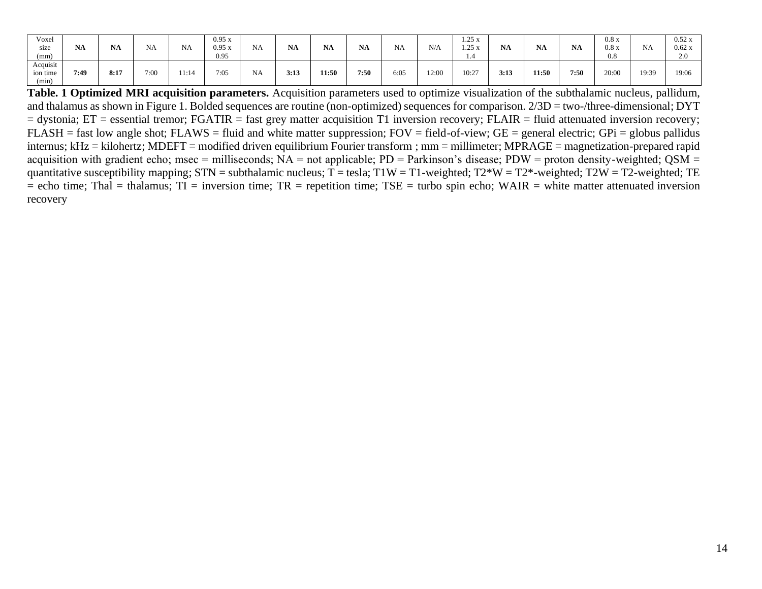| Voxel size (mm) | **NA** | **NA** | NA | NA | 0.95 x 0.95 x 0.95 | NA | **NA** | **NA** | **NA** | NA | N/A | 1.25 x 1.25 x 1.4 | **NA** | **NA** | **NA** | 0.8 x 0.8 x 0.8 | NA | 0.52 x 0.62 x 2.0 |
|---|---|---|---|---|---|---|---|---|---|---|---|---|---|---|---|---|---|---|
| Acquisition time (min) | **7:49** | **8:17** | 7:00 | 11:14 | 7:05 | NA | **3:13** | **11:50** | **7:50** | 6:05 | 12:00 | 10:27 | **3:13** | **11:50** | **7:50** | 20:00 | 19:39 | 19:06 |

**Table. 1 Optimized MRI acquisition parameters.** Acquisition parameters used to optimize visualization of the subthalamic nucleus, pallidum, and thalamus as shown in Figure 1. Bolded sequences are routine (non-optimized) sequences for comparison. 2/3D = two-/three-dimensional; DYT = dystonia; ET = essential tremor; FGATIR = fast grey matter acquisition T1 inversion recovery; FLAIR = fluid attenuated inversion recovery; FLASH = fast low angle shot; FLAWS = fluid and white matter suppression; FOV = field-of-view; GE = general electric; GPi = globus pallidus internus; kHz = kilohertz; MDEFT = modified driven equilibrium Fourier transform ; mm = millimeter; MPRAGE = magnetization-prepared rapid acquisition with gradient echo; msec = milliseconds; NA = not applicable; PD = Parkinson's disease; PDW = proton density-weighted; QSM = quantitative susceptibility mapping; STN = subthalamic nucleus; T = tesla; T1W = T1-weighted; T2*W = T2*-weighted; T2W = T2-weighted; TE = echo time; Thal = thalamus; TI = inversion time; TR = repetition time; TSE = turbo spin echo; WAIR = white matter attenuated inversion recovery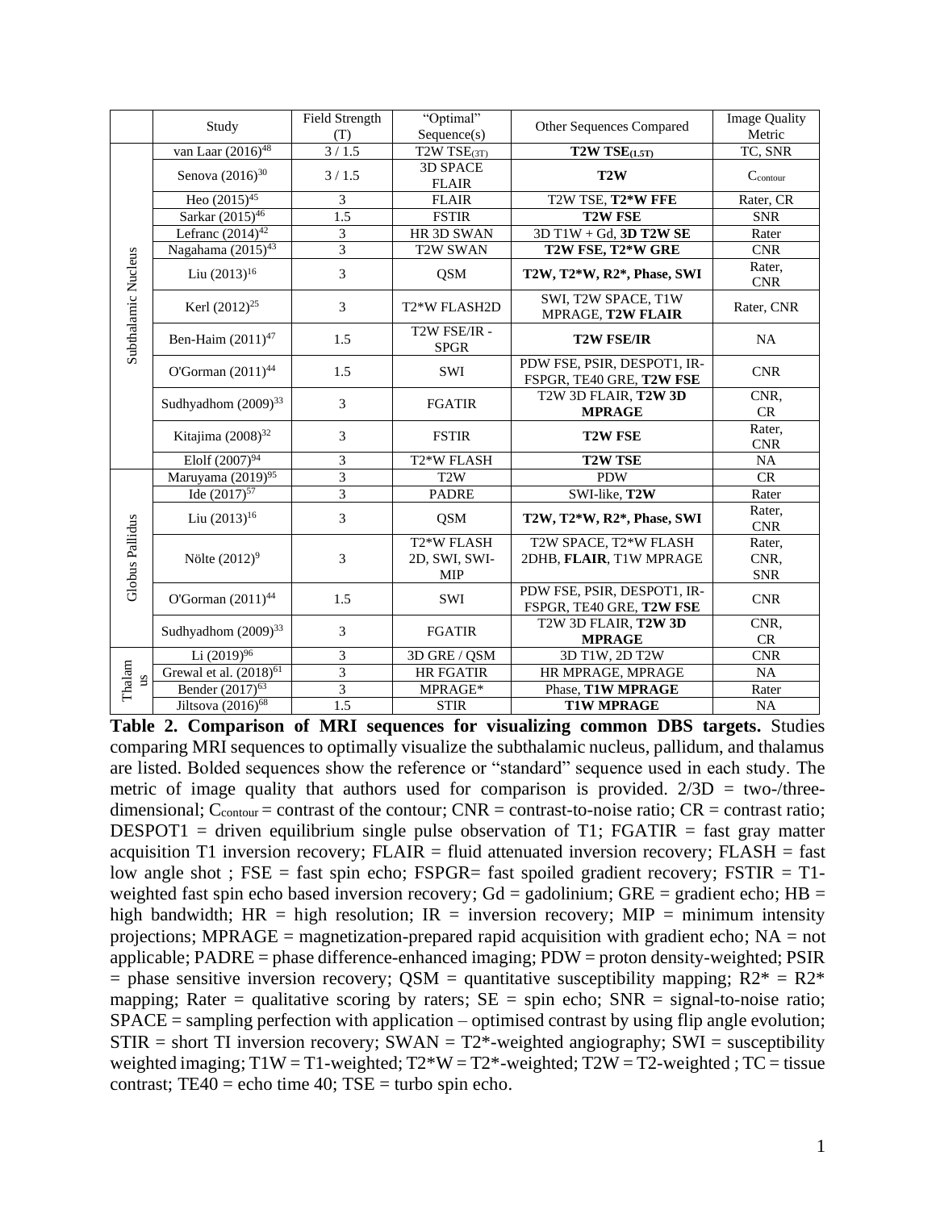|  | Study | Field Strength (T) | "Optimal" Sequence(s) | Other Sequences Compared | Image Quality Metric |
|---|---|---|---|---|---|
| Subthalamic Nucleus | van Laar (2016)[48] | 3 / 1.5 | T2W TSE$_{(3T)}$ | **T2W TSE$_{(1.5T)}$** | TC, SNR |
|  | Senova (2016)[30] | 3 / 1.5 | 3D SPACE FLAIR | **T2W** | $C_{contour}$ |
|  | Heo (2015)[45] | 3 | FLAIR | T2W TSE, **T2*W FFE** | Rater, CR |
|  | Sarkar (2015)[46] | 1.5 | FSTIR | **T2W FSE** | SNR |
|  | Lefranc (2014)[42] | 3 | HR 3D SWAN | 3D T1W + Gd, **3D T2W SE** | Rater |
|  | Nagahama (2015)[43] | 3 | T2W SWAN | **T2W FSE, T2*W GRE** | CNR |
|  | Liu (2013)[16] | 3 | QSM | **T2W, T2*W, R2*, Phase, SWI** | Rater, CNR |
|  | Kerl (2012)[25] | 3 | T2*W FLASH2D | SWI, T2W SPACE, T1W MPRAGE, **T2W FLAIR** | Rater, CNR |
|  | Ben-Haim (2011)[47] | 1.5 | T2W FSE/IR - SPGR | **T2W FSE/IR** | NA |
|  | O'Gorman (2011)[44] | 1.5 | SWI | PDW FSE, PSIR, DESPOT1, IR-FSPGR, TE40 GRE, **T2W FSE** | CNR |
|  | Sudhyadhom (2009)[33] | 3 | FGATIR | T2W 3D FLAIR, **T2W 3D MPRAGE** | CNR, CR |
|  | Kitajima (2008)[32] | 3 | FSTIR | **T2W FSE** | Rater, CNR |
|  | Elolf (2007)[94] | 3 | T2*W FLASH | **T2W TSE** | NA |
| Globus Pallidus | Maruyama (2019)[95] | 3 | T2W | PDW | CR |
|  | Ide (2017)[57] | 3 | PADRE | SWI-like, **T2W** | Rater |
|  | Liu (2013)[16] | 3 | QSM | **T2W, T2*W, R2*, Phase, SWI** | Rater, CNR |
|  | Nölte (2012)[9] | 3 | T2*W FLASH 2D, SWI, SWI-MIP | T2W SPACE, T2*W FLASH 2DHB, **FLAIR**, T1W MPRAGE | Rater, CNR, SNR |
|  | O'Gorman (2011)[44] | 1.5 | SWI | PDW FSE, PSIR, DESPOT1, IR-FSPGR, TE40 GRE, **T2W FSE** | CNR |
|  | Sudhyadhom (2009)[33] | 3 | FGATIR | T2W 3D FLAIR, **T2W 3D MPRAGE** | CNR, CR |
| Thalamus | Li (2019)[96] | 3 | 3D GRE / QSM | 3D T1W, 2D T2W | CNR |
|  | Grewal et al. (2018)[61] | 3 | HR FGATIR | HR MPRAGE, MPRAGE | NA |
|  | Bender (2017)[63] | 3 | MPRAGE* | Phase, **T1W MPRAGE** | Rater |
|  | Jiltsova (2016)[68] | 1.5 | STIR | **T1W MPRAGE** | NA |

**Table 2. Comparison of MRI sequences for visualizing common DBS targets.** Studies comparing MRI sequences to optimally visualize the subthalamic nucleus, pallidum, and thalamus are listed. Bolded sequences show the reference or "standard" sequence used in each study. The metric of image quality that authors used for comparison is provided. 2/3D = two-/three-dimensional; $C_{contour}$ = contrast of the contour; CNR = contrast-to-noise ratio; CR = contrast ratio; DESPOT1 = driven equilibrium single pulse observation of T1; FGATIR = fast gray matter acquisition T1 inversion recovery; FLAIR = fluid attenuated inversion recovery; FLASH = fast low angle shot ; FSE = fast spin echo; FSPGR= fast spoiled gradient recovery; FSTIR = T1-weighted fast spin echo based inversion recovery; Gd = gadolinium; GRE = gradient echo; HB = high bandwidth; HR = high resolution; IR = inversion recovery; MIP = minimum intensity projections; MPRAGE = magnetization-prepared rapid acquisition with gradient echo; NA = not applicable; PADRE = phase difference-enhanced imaging; PDW = proton density-weighted; PSIR = phase sensitive inversion recovery; QSM = quantitative susceptibility mapping; R2* = R2* mapping; Rater = qualitative scoring by raters; SE = spin echo; SNR = signal-to-noise ratio; SPACE = sampling perfection with application – optimised contrast by using flip angle evolution; STIR = short TI inversion recovery; SWAN = T2*-weighted angiography; SWI = susceptibility weighted imaging; T1W = T1-weighted; T2*W = T2*-weighted; T2W = T2-weighted ; TC = tissue contrast; TE40 = echo time 40; TSE = turbo spin echo.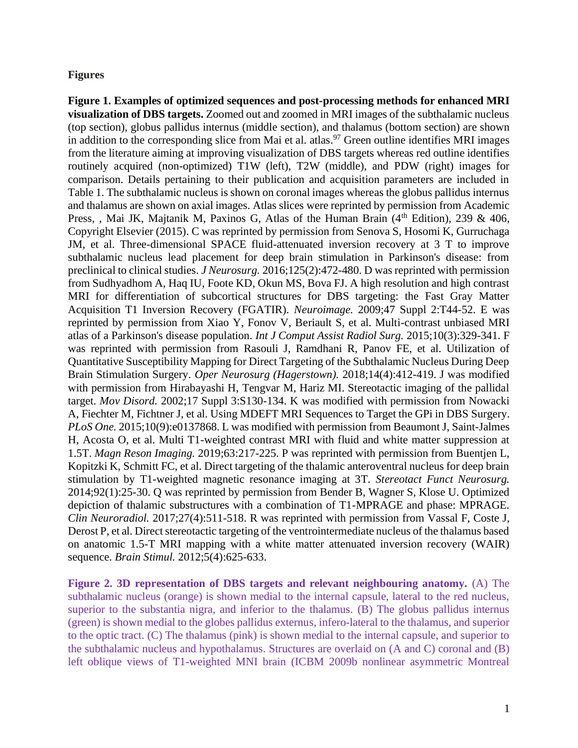## Figures

**Figure 1. Examples of optimized sequences and post-processing methods for enhanced MRI visualization of DBS targets.** Zoomed out and zoomed in MRI images of the subthalamic nucleus (top section), globus pallidus internus (middle section), and thalamus (bottom section) are shown in addition to the corresponding slice from Mai et al. atlas.[97] Green outline identifies MRI images from the literature aiming at improving visualization of DBS targets whereas red outline identifies routinely acquired (non-optimized) T1W (left), T2W (middle), and PDW (right) images for comparison. Details pertaining to their publication and acquisition parameters are included in Table 1. The subthalamic nucleus is shown on coronal images whereas the globus pallidus internus and thalamus are shown on axial images. Atlas slices were reprinted by permission from Academic Press, , Mai JK, Majtanik M, Paxinos G, Atlas of the Human Brain (4th Edition), 239 & 406, Copyright Elsevier (2015). C was reprinted by permission from Senova S, Hosomi K, Gurruchaga JM, et al. Three-dimensional SPACE fluid-attenuated inversion recovery at 3 T to improve subthalamic nucleus lead placement for deep brain stimulation in Parkinson's disease: from preclinical to clinical studies. *J Neurosurg.* 2016;125(2):472-480. D was reprinted with permission from Sudhyadhom A, Haq IU, Foote KD, Okun MS, Bova FJ. A high resolution and high contrast MRI for differentiation of subcortical structures for DBS targeting: the Fast Gray Matter Acquisition T1 Inversion Recovery (FGATIR). *Neuroimage.* 2009;47 Suppl 2:T44-52. E was reprinted by permission from Xiao Y, Fonov V, Beriault S, et al. Multi-contrast unbiased MRI atlas of a Parkinson's disease population. *Int J Comput Assist Radiol Surg.* 2015;10(3):329-341. F was reprinted with permission from Rasouli J, Ramdhani R, Panov FE, et al. Utilization of Quantitative Susceptibility Mapping for Direct Targeting of the Subthalamic Nucleus During Deep Brain Stimulation Surgery. *Oper Neurosurg (Hagerstown).* 2018;14(4):412-419. J was modified with permission from Hirabayashi H, Tengvar M, Hariz MI. Stereotactic imaging of the pallidal target. *Mov Disord.* 2002;17 Suppl 3:S130-134. K was modified with permission from Nowacki A, Fiechter M, Fichtner J, et al. Using MDEFT MRI Sequences to Target the GPi in DBS Surgery. *PLoS One.* 2015;10(9):e0137868. L was modified with permission from Beaumont J, Saint-Jalmes H, Acosta O, et al. Multi T1-weighted contrast MRI with fluid and white matter suppression at 1.5T. *Magn Reson Imaging.* 2019;63:217-225. P was reprinted with permission from Buentjen L, Kopitzki K, Schmitt FC, et al. Direct targeting of the thalamic anteroventral nucleus for deep brain stimulation by T1-weighted magnetic resonance imaging at 3T. *Stereotact Funct Neurosurg.* 2014;92(1):25-30. Q was reprinted by permission from Bender B, Wagner S, Klose U. Optimized depiction of thalamic substructures with a combination of T1-MPRAGE and phase: MPRAGE. *Clin Neuroradiol.* 2017;27(4):511-518. R was reprinted with permission from Vassal F, Coste J, Derost P, et al. Direct stereotactic targeting of the ventrointermediate nucleus of the thalamus based on anatomic 1.5-T MRI mapping with a white matter attenuated inversion recovery (WAIR) sequence. *Brain Stimul.* 2012;5(4):625-633.

**Figure 2. 3D representation of DBS targets and relevant neighbouring anatomy.** (A) The subthalamic nucleus (orange) is shown medial to the internal capsule, lateral to the red nucleus, superior to the substantia nigra, and inferior to the thalamus. (B) The globus pallidus internus (green) is shown medial to the globes pallidus externus, infero-lateral to the thalamus, and superior to the optic tract. (C) The thalamus (pink) is shown medial to the internal capsule, and superior to the subthalamic nucleus and hypothalamus. Structures are overlaid on (A and C) coronal and (B) left oblique views of T1-weighted MNI brain (ICBM 2009b nonlinear asymmetric Montreal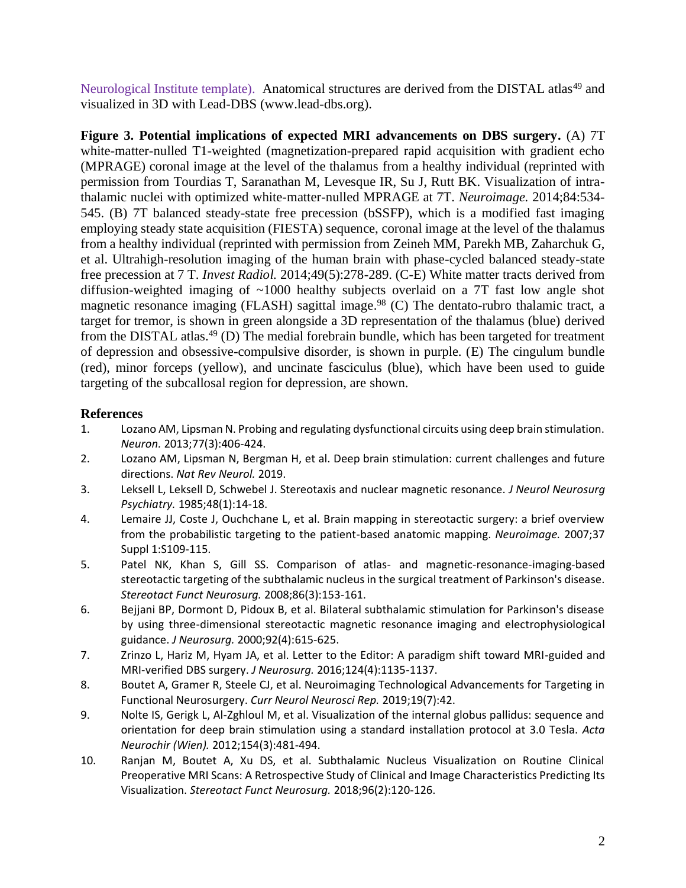Neurological Institute template). Anatomical structures are derived from the DISTAL atlas[49] and visualized in 3D with Lead-DBS (www.lead-dbs.org).

**Figure 3. Potential implications of expected MRI advancements on DBS surgery.** (A) 7T white-matter-nulled T1-weighted (magnetization-prepared rapid acquisition with gradient echo (MPRAGE) coronal image at the level of the thalamus from a healthy individual (reprinted with permission from Tourdias T, Saranathan M, Levesque IR, Su J, Rutt BK. Visualization of intra-thalamic nuclei with optimized white-matter-nulled MPRAGE at 7T. *Neuroimage.* 2014;84:534-545. (B) 7T balanced steady-state free precession (bSSFP), which is a modified fast imaging employing steady state acquisition (FIESTA) sequence, coronal image at the level of the thalamus from a healthy individual (reprinted with permission from Zeineh MM, Parekh MB, Zaharchuk G, et al. Ultrahigh-resolution imaging of the human brain with phase-cycled balanced steady-state free precession at 7 T. *Invest Radiol.* 2014;49(5):278-289. (C-E) White matter tracts derived from diffusion-weighted imaging of ~1000 healthy subjects overlaid on a 7T fast low angle shot magnetic resonance imaging (FLASH) sagittal image.[98] (C) The dentato-rubro thalamic tract, a target for tremor, is shown in green alongside a 3D representation of the thalamus (blue) derived from the DISTAL atlas.[49] (D) The medial forebrain bundle, which has been targeted for treatment of depression and obsessive-compulsive disorder, is shown in purple. (E) The cingulum bundle (red), minor forceps (yellow), and uncinate fasciculus (blue), which have been used to guide targeting of the subcallosal region for depression, are shown.

## References

1. Lozano AM, Lipsman N. Probing and regulating dysfunctional circuits using deep brain stimulation. *Neuron.* 2013;77(3):406-424.
2. Lozano AM, Lipsman N, Bergman H, et al. Deep brain stimulation: current challenges and future directions. *Nat Rev Neurol.* 2019.
3. Leksell L, Leksell D, Schwebel J. Stereotaxis and nuclear magnetic resonance. *J Neurol Neurosurg Psychiatry.* 1985;48(1):14-18.
4. Lemaire JJ, Coste J, Ouchchane L, et al. Brain mapping in stereotactic surgery: a brief overview from the probabilistic targeting to the patient-based anatomic mapping. *Neuroimage.* 2007;37 Suppl 1:S109-115.
5. Patel NK, Khan S, Gill SS. Comparison of atlas- and magnetic-resonance-imaging-based stereotactic targeting of the subthalamic nucleus in the surgical treatment of Parkinson's disease. *Stereotact Funct Neurosurg.* 2008;86(3):153-161.
6. Bejjani BP, Dormont D, Pidoux B, et al. Bilateral subthalamic stimulation for Parkinson's disease by using three-dimensional stereotactic magnetic resonance imaging and electrophysiological guidance. *J Neurosurg.* 2000;92(4):615-625.
7. Zrinzo L, Hariz M, Hyam JA, et al. Letter to the Editor: A paradigm shift toward MRI-guided and MRI-verified DBS surgery. *J Neurosurg.* 2016;124(4):1135-1137.
8. Boutet A, Gramer R, Steele CJ, et al. Neuroimaging Technological Advancements for Targeting in Functional Neurosurgery. *Curr Neurol Neurosci Rep.* 2019;19(7):42.
9. Nolte IS, Gerigk L, Al-Zghloul M, et al. Visualization of the internal globus pallidus: sequence and orientation for deep brain stimulation using a standard installation protocol at 3.0 Tesla. *Acta Neurochir (Wien).* 2012;154(3):481-494.
10. Ranjan M, Boutet A, Xu DS, et al. Subthalamic Nucleus Visualization on Routine Clinical Preoperative MRI Scans: A Retrospective Study of Clinical and Image Characteristics Predicting Its Visualization. *Stereotact Funct Neurosurg.* 2018;96(2):120-126.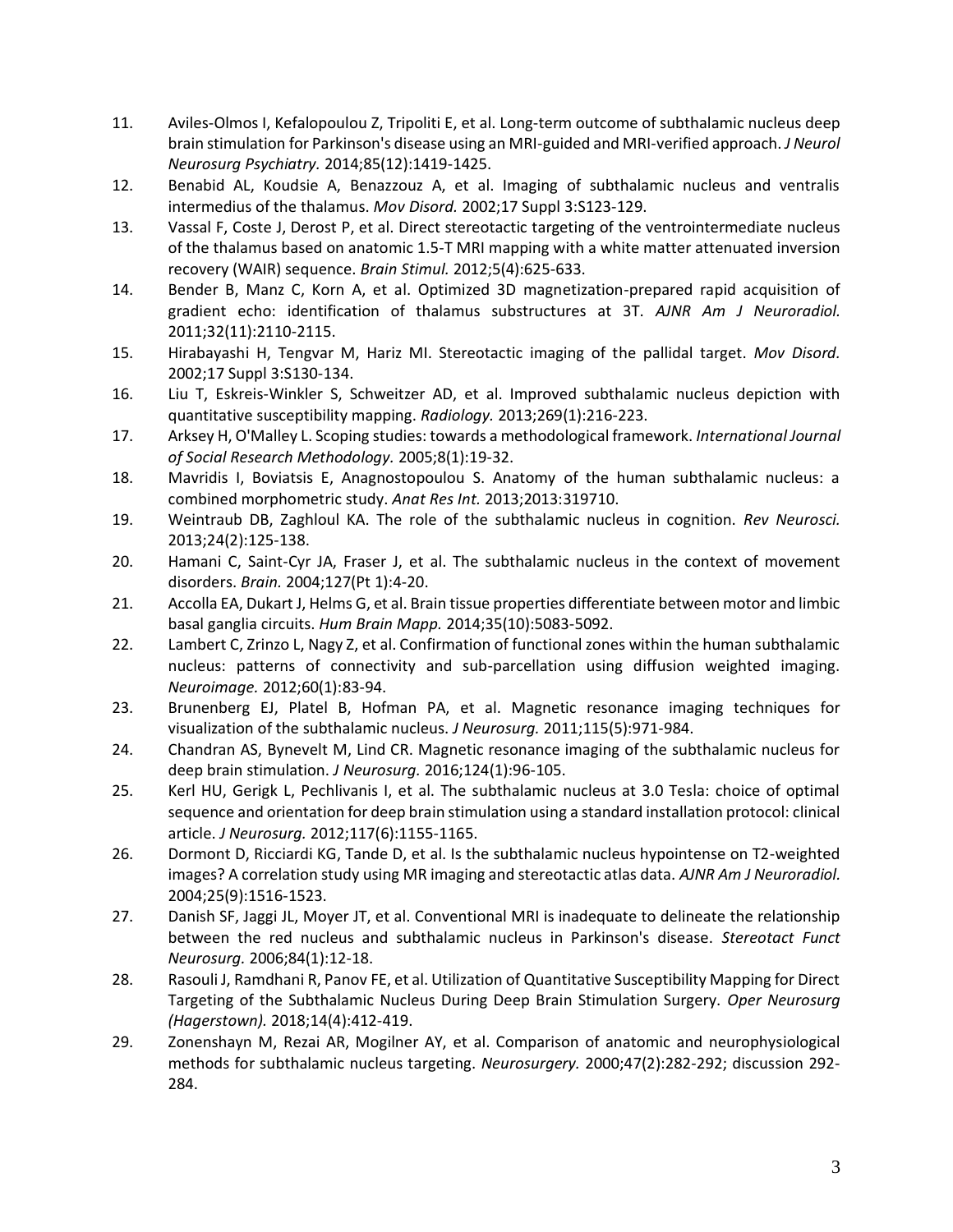11. Aviles-Olmos I, Kefalopoulou Z, Tripoliti E, et al. Long-term outcome of subthalamic nucleus deep brain stimulation for Parkinson's disease using an MRI-guided and MRI-verified approach. *J Neurol Neurosurg Psychiatry.* 2014;85(12):1419-1425.
12. Benabid AL, Koudsie A, Benazzouz A, et al. Imaging of subthalamic nucleus and ventralis intermedius of the thalamus. *Mov Disord.* 2002;17 Suppl 3:S123-129.
13. Vassal F, Coste J, Derost P, et al. Direct stereotactic targeting of the ventrointermediate nucleus of the thalamus based on anatomic 1.5-T MRI mapping with a white matter attenuated inversion recovery (WAIR) sequence. *Brain Stimul.* 2012;5(4):625-633.
14. Bender B, Manz C, Korn A, et al. Optimized 3D magnetization-prepared rapid acquisition of gradient echo: identification of thalamus substructures at 3T. *AJNR Am J Neuroradiol.* 2011;32(11):2110-2115.
15. Hirabayashi H, Tengvar M, Hariz MI. Stereotactic imaging of the pallidal target. *Mov Disord.* 2002;17 Suppl 3:S130-134.
16. Liu T, Eskreis-Winkler S, Schweitzer AD, et al. Improved subthalamic nucleus depiction with quantitative susceptibility mapping. *Radiology.* 2013;269(1):216-223.
17. Arksey H, O'Malley L. Scoping studies: towards a methodological framework. *International Journal of Social Research Methodology.* 2005;8(1):19-32.
18. Mavridis I, Boviatsis E, Anagnostopoulou S. Anatomy of the human subthalamic nucleus: a combined morphometric study. *Anat Res Int.* 2013;2013:319710.
19. Weintraub DB, Zaghloul KA. The role of the subthalamic nucleus in cognition. *Rev Neurosci.* 2013;24(2):125-138.
20. Hamani C, Saint-Cyr JA, Fraser J, et al. The subthalamic nucleus in the context of movement disorders. *Brain.* 2004;127(Pt 1):4-20.
21. Accolla EA, Dukart J, Helms G, et al. Brain tissue properties differentiate between motor and limbic basal ganglia circuits. *Hum Brain Mapp.* 2014;35(10):5083-5092.
22. Lambert C, Zrinzo L, Nagy Z, et al. Confirmation of functional zones within the human subthalamic nucleus: patterns of connectivity and sub-parcellation using diffusion weighted imaging. *Neuroimage.* 2012;60(1):83-94.
23. Brunenberg EJ, Platel B, Hofman PA, et al. Magnetic resonance imaging techniques for visualization of the subthalamic nucleus. *J Neurosurg.* 2011;115(5):971-984.
24. Chandran AS, Bynevelt M, Lind CR. Magnetic resonance imaging of the subthalamic nucleus for deep brain stimulation. *J Neurosurg.* 2016;124(1):96-105.
25. Kerl HU, Gerigk L, Pechlivanis I, et al. The subthalamic nucleus at 3.0 Tesla: choice of optimal sequence and orientation for deep brain stimulation using a standard installation protocol: clinical article. *J Neurosurg.* 2012;117(6):1155-1165.
26. Dormont D, Ricciardi KG, Tande D, et al. Is the subthalamic nucleus hypointense on T2-weighted images? A correlation study using MR imaging and stereotactic atlas data. *AJNR Am J Neuroradiol.* 2004;25(9):1516-1523.
27. Danish SF, Jaggi JL, Moyer JT, et al. Conventional MRI is inadequate to delineate the relationship between the red nucleus and subthalamic nucleus in Parkinson's disease. *Stereotact Funct Neurosurg.* 2006;84(1):12-18.
28. Rasouli J, Ramdhani R, Panov FE, et al. Utilization of Quantitative Susceptibility Mapping for Direct Targeting of the Subthalamic Nucleus During Deep Brain Stimulation Surgery. *Oper Neurosurg (Hagerstown).* 2018;14(4):412-419.
29. Zonenshayn M, Rezai AR, Mogilner AY, et al. Comparison of anatomic and neurophysiological methods for subthalamic nucleus targeting. *Neurosurgery.* 2000;47(2):282-292; discussion 292-284.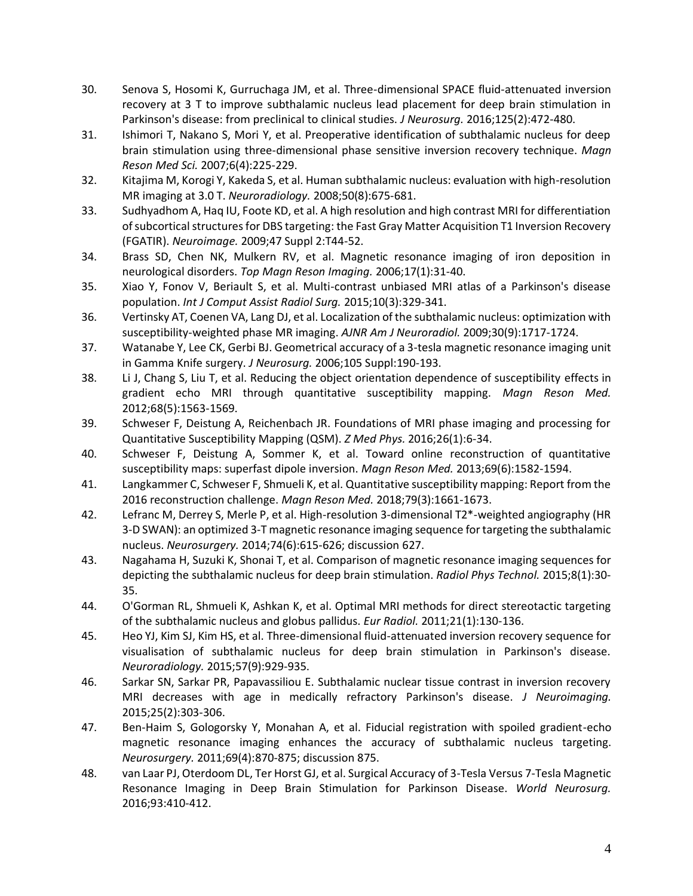30. Senova S, Hosomi K, Gurruchaga JM, et al. Three-dimensional SPACE fluid-attenuated inversion recovery at 3 T to improve subthalamic nucleus lead placement for deep brain stimulation in Parkinson's disease: from preclinical to clinical studies. *J Neurosurg.* 2016;125(2):472-480.
31. Ishimori T, Nakano S, Mori Y, et al. Preoperative identification of subthalamic nucleus for deep brain stimulation using three-dimensional phase sensitive inversion recovery technique. *Magn Reson Med Sci.* 2007;6(4):225-229.
32. Kitajima M, Korogi Y, Kakeda S, et al. Human subthalamic nucleus: evaluation with high-resolution MR imaging at 3.0 T. *Neuroradiology.* 2008;50(8):675-681.
33. Sudhyadhom A, Haq IU, Foote KD, et al. A high resolution and high contrast MRI for differentiation of subcortical structures for DBS targeting: the Fast Gray Matter Acquisition T1 Inversion Recovery (FGATIR). *Neuroimage.* 2009;47 Suppl 2:T44-52.
34. Brass SD, Chen NK, Mulkern RV, et al. Magnetic resonance imaging of iron deposition in neurological disorders. *Top Magn Reson Imaging.* 2006;17(1):31-40.
35. Xiao Y, Fonov V, Beriault S, et al. Multi-contrast unbiased MRI atlas of a Parkinson's disease population. *Int J Comput Assist Radiol Surg.* 2015;10(3):329-341.
36. Vertinsky AT, Coenen VA, Lang DJ, et al. Localization of the subthalamic nucleus: optimization with susceptibility-weighted phase MR imaging. *AJNR Am J Neuroradiol.* 2009;30(9):1717-1724.
37. Watanabe Y, Lee CK, Gerbi BJ. Geometrical accuracy of a 3-tesla magnetic resonance imaging unit in Gamma Knife surgery. *J Neurosurg.* 2006;105 Suppl:190-193.
38. Li J, Chang S, Liu T, et al. Reducing the object orientation dependence of susceptibility effects in gradient echo MRI through quantitative susceptibility mapping. *Magn Reson Med.* 2012;68(5):1563-1569.
39. Schweser F, Deistung A, Reichenbach JR. Foundations of MRI phase imaging and processing for Quantitative Susceptibility Mapping (QSM). *Z Med Phys.* 2016;26(1):6-34.
40. Schweser F, Deistung A, Sommer K, et al. Toward online reconstruction of quantitative susceptibility maps: superfast dipole inversion. *Magn Reson Med.* 2013;69(6):1582-1594.
41. Langkammer C, Schweser F, Shmueli K, et al. Quantitative susceptibility mapping: Report from the 2016 reconstruction challenge. *Magn Reson Med.* 2018;79(3):1661-1673.
42. Lefranc M, Derrey S, Merle P, et al. High-resolution 3-dimensional T2*-weighted angiography (HR 3-D SWAN): an optimized 3-T magnetic resonance imaging sequence for targeting the subthalamic nucleus. *Neurosurgery.* 2014;74(6):615-626; discussion 627.
43. Nagahama H, Suzuki K, Shonai T, et al. Comparison of magnetic resonance imaging sequences for depicting the subthalamic nucleus for deep brain stimulation. *Radiol Phys Technol.* 2015;8(1):30-35.
44. O'Gorman RL, Shmueli K, Ashkan K, et al. Optimal MRI methods for direct stereotactic targeting of the subthalamic nucleus and globus pallidus. *Eur Radiol.* 2011;21(1):130-136.
45. Heo YJ, Kim SJ, Kim HS, et al. Three-dimensional fluid-attenuated inversion recovery sequence for visualisation of subthalamic nucleus for deep brain stimulation in Parkinson's disease. *Neuroradiology.* 2015;57(9):929-935.
46. Sarkar SN, Sarkar PR, Papavassiliou E. Subthalamic nuclear tissue contrast in inversion recovery MRI decreases with age in medically refractory Parkinson's disease. *J Neuroimaging.* 2015;25(2):303-306.
47. Ben-Haim S, Gologorsky Y, Monahan A, et al. Fiducial registration with spoiled gradient-echo magnetic resonance imaging enhances the accuracy of subthalamic nucleus targeting. *Neurosurgery.* 2011;69(4):870-875; discussion 875.
48. van Laar PJ, Oterdoom DL, Ter Horst GJ, et al. Surgical Accuracy of 3-Tesla Versus 7-Tesla Magnetic Resonance Imaging in Deep Brain Stimulation for Parkinson Disease. *World Neurosurg.* 2016;93:410-412.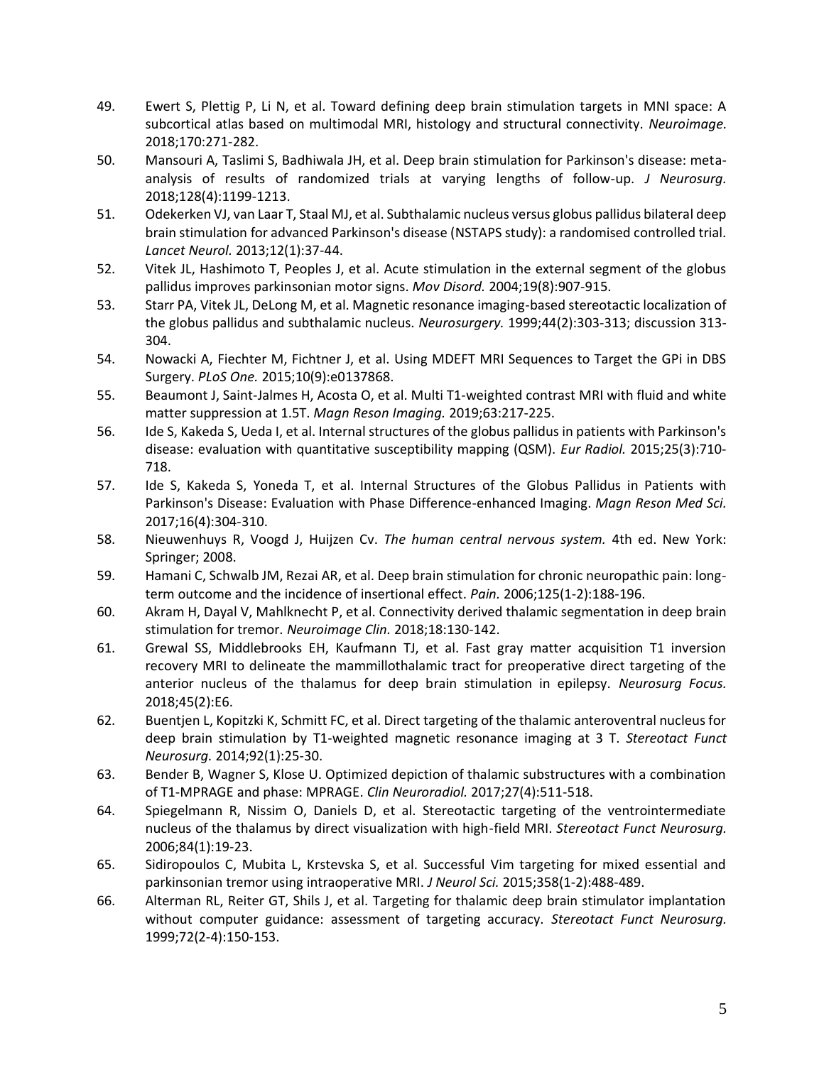49. Ewert S, Plettig P, Li N, et al. Toward defining deep brain stimulation targets in MNI space: A subcortical atlas based on multimodal MRI, histology and structural connectivity. *Neuroimage.* 2018;170:271-282.
50. Mansouri A, Taslimi S, Badhiwala JH, et al. Deep brain stimulation for Parkinson's disease: meta-analysis of results of randomized trials at varying lengths of follow-up. *J Neurosurg.* 2018;128(4):1199-1213.
51. Odekerken VJ, van Laar T, Staal MJ, et al. Subthalamic nucleus versus globus pallidus bilateral deep brain stimulation for advanced Parkinson's disease (NSTAPS study): a randomised controlled trial. *Lancet Neurol.* 2013;12(1):37-44.
52. Vitek JL, Hashimoto T, Peoples J, et al. Acute stimulation in the external segment of the globus pallidus improves parkinsonian motor signs. *Mov Disord.* 2004;19(8):907-915.
53. Starr PA, Vitek JL, DeLong M, et al. Magnetic resonance imaging-based stereotactic localization of the globus pallidus and subthalamic nucleus. *Neurosurgery.* 1999;44(2):303-313; discussion 313-304.
54. Nowacki A, Fiechter M, Fichtner J, et al. Using MDEFT MRI Sequences to Target the GPi in DBS Surgery. *PLoS One.* 2015;10(9):e0137868.
55. Beaumont J, Saint-Jalmes H, Acosta O, et al. Multi T1-weighted contrast MRI with fluid and white matter suppression at 1.5T. *Magn Reson Imaging.* 2019;63:217-225.
56. Ide S, Kakeda S, Ueda I, et al. Internal structures of the globus pallidus in patients with Parkinson's disease: evaluation with quantitative susceptibility mapping (QSM). *Eur Radiol.* 2015;25(3):710-718.
57. Ide S, Kakeda S, Yoneda T, et al. Internal Structures of the Globus Pallidus in Patients with Parkinson's Disease: Evaluation with Phase Difference-enhanced Imaging. *Magn Reson Med Sci.* 2017;16(4):304-310.
58. Nieuwenhuys R, Voogd J, Huijzen Cv. *The human central nervous system.* 4th ed. New York: Springer; 2008.
59. Hamani C, Schwalb JM, Rezai AR, et al. Deep brain stimulation for chronic neuropathic pain: long-term outcome and the incidence of insertional effect. *Pain.* 2006;125(1-2):188-196.
60. Akram H, Dayal V, Mahlknecht P, et al. Connectivity derived thalamic segmentation in deep brain stimulation for tremor. *Neuroimage Clin.* 2018;18:130-142.
61. Grewal SS, Middlebrooks EH, Kaufmann TJ, et al. Fast gray matter acquisition T1 inversion recovery MRI to delineate the mammillothalamic tract for preoperative direct targeting of the anterior nucleus of the thalamus for deep brain stimulation in epilepsy. *Neurosurg Focus.* 2018;45(2):E6.
62. Buentjen L, Kopitzki K, Schmitt FC, et al. Direct targeting of the thalamic anteroventral nucleus for deep brain stimulation by T1-weighted magnetic resonance imaging at 3 T. *Stereotact Funct Neurosurg.* 2014;92(1):25-30.
63. Bender B, Wagner S, Klose U. Optimized depiction of thalamic substructures with a combination of T1-MPRAGE and phase: MPRAGE. *Clin Neuroradiol.* 2017;27(4):511-518.
64. Spiegelmann R, Nissim O, Daniels D, et al. Stereotactic targeting of the ventrointermediate nucleus of the thalamus by direct visualization with high-field MRI. *Stereotact Funct Neurosurg.* 2006;84(1):19-23.
65. Sidiropoulos C, Mubita L, Krstevska S, et al. Successful Vim targeting for mixed essential and parkinsonian tremor using intraoperative MRI. *J Neurol Sci.* 2015;358(1-2):488-489.
66. Alterman RL, Reiter GT, Shils J, et al. Targeting for thalamic deep brain stimulator implantation without computer guidance: assessment of targeting accuracy. *Stereotact Funct Neurosurg.* 1999;72(2-4):150-153.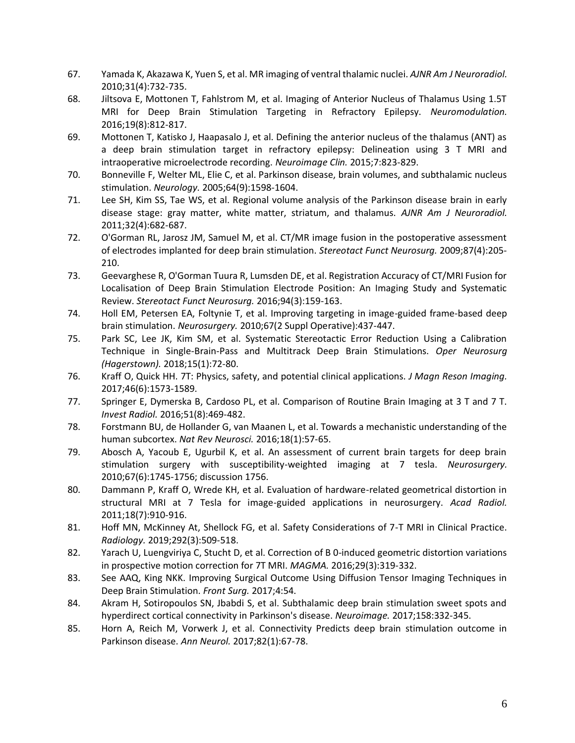67. Yamada K, Akazawa K, Yuen S, et al. MR imaging of ventral thalamic nuclei. *AJNR Am J Neuroradiol.* 2010;31(4):732-735.
68. Jiltsova E, Mottonen T, Fahlstrom M, et al. Imaging of Anterior Nucleus of Thalamus Using 1.5T MRI for Deep Brain Stimulation Targeting in Refractory Epilepsy. *Neuromodulation.* 2016;19(8):812-817.
69. Mottonen T, Katisko J, Haapasalo J, et al. Defining the anterior nucleus of the thalamus (ANT) as a deep brain stimulation target in refractory epilepsy: Delineation using 3 T MRI and intraoperative microelectrode recording. *Neuroimage Clin.* 2015;7:823-829.
70. Bonneville F, Welter ML, Elie C, et al. Parkinson disease, brain volumes, and subthalamic nucleus stimulation. *Neurology.* 2005;64(9):1598-1604.
71. Lee SH, Kim SS, Tae WS, et al. Regional volume analysis of the Parkinson disease brain in early disease stage: gray matter, white matter, striatum, and thalamus. *AJNR Am J Neuroradiol.* 2011;32(4):682-687.
72. O'Gorman RL, Jarosz JM, Samuel M, et al. CT/MR image fusion in the postoperative assessment of electrodes implanted for deep brain stimulation. *Stereotact Funct Neurosurg.* 2009;87(4):205-210.
73. Geevarghese R, O'Gorman Tuura R, Lumsden DE, et al. Registration Accuracy of CT/MRI Fusion for Localisation of Deep Brain Stimulation Electrode Position: An Imaging Study and Systematic Review. *Stereotact Funct Neurosurg.* 2016;94(3):159-163.
74. Holl EM, Petersen EA, Foltynie T, et al. Improving targeting in image-guided frame-based deep brain stimulation. *Neurosurgery.* 2010;67(2 Suppl Operative):437-447.
75. Park SC, Lee JK, Kim SM, et al. Systematic Stereotactic Error Reduction Using a Calibration Technique in Single-Brain-Pass and Multitrack Deep Brain Stimulations. *Oper Neurosurg (Hagerstown).* 2018;15(1):72-80.
76. Kraff O, Quick HH. 7T: Physics, safety, and potential clinical applications. *J Magn Reson Imaging.* 2017;46(6):1573-1589.
77. Springer E, Dymerska B, Cardoso PL, et al. Comparison of Routine Brain Imaging at 3 T and 7 T. *Invest Radiol.* 2016;51(8):469-482.
78. Forstmann BU, de Hollander G, van Maanen L, et al. Towards a mechanistic understanding of the human subcortex. *Nat Rev Neurosci.* 2016;18(1):57-65.
79. Abosch A, Yacoub E, Ugurbil K, et al. An assessment of current brain targets for deep brain stimulation surgery with susceptibility-weighted imaging at 7 tesla. *Neurosurgery.* 2010;67(6):1745-1756; discussion 1756.
80. Dammann P, Kraff O, Wrede KH, et al. Evaluation of hardware-related geometrical distortion in structural MRI at 7 Tesla for image-guided applications in neurosurgery. *Acad Radiol.* 2011;18(7):910-916.
81. Hoff MN, McKinney At, Shellock FG, et al. Safety Considerations of 7-T MRI in Clinical Practice. *Radiology.* 2019;292(3):509-518.
82. Yarach U, Luengviriya C, Stucht D, et al. Correction of B 0-induced geometric distortion variations in prospective motion correction for 7T MRI. *MAGMA.* 2016;29(3):319-332.
83. See AAQ, King NKK. Improving Surgical Outcome Using Diffusion Tensor Imaging Techniques in Deep Brain Stimulation. *Front Surg.* 2017;4:54.
84. Akram H, Sotiropoulos SN, Jbabdi S, et al. Subthalamic deep brain stimulation sweet spots and hyperdirect cortical connectivity in Parkinson's disease. *Neuroimage.* 2017;158:332-345.
85. Horn A, Reich M, Vorwerk J, et al. Connectivity Predicts deep brain stimulation outcome in Parkinson disease. *Ann Neurol.* 2017;82(1):67-78.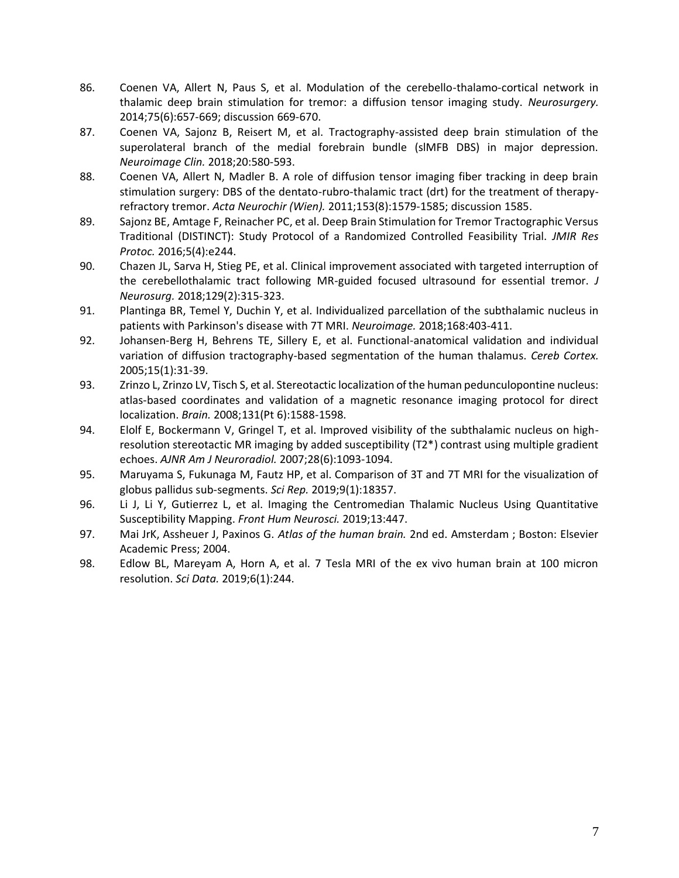86. Coenen VA, Allert N, Paus S, et al. Modulation of the cerebello-thalamo-cortical network in thalamic deep brain stimulation for tremor: a diffusion tensor imaging study. *Neurosurgery.* 2014;75(6):657-669; discussion 669-670.
87. Coenen VA, Sajonz B, Reisert M, et al. Tractography-assisted deep brain stimulation of the superolateral branch of the medial forebrain bundle (slMFB DBS) in major depression. *Neuroimage Clin.* 2018;20:580-593.
88. Coenen VA, Allert N, Madler B. A role of diffusion tensor imaging fiber tracking in deep brain stimulation surgery: DBS of the dentato-rubro-thalamic tract (drt) for the treatment of therapy-refractory tremor. *Acta Neurochir (Wien).* 2011;153(8):1579-1585; discussion 1585.
89. Sajonz BE, Amtage F, Reinacher PC, et al. Deep Brain Stimulation for Tremor Tractographic Versus Traditional (DISTINCT): Study Protocol of a Randomized Controlled Feasibility Trial. *JMIR Res Protoc.* 2016;5(4):e244.
90. Chazen JL, Sarva H, Stieg PE, et al. Clinical improvement associated with targeted interruption of the cerebellothalamic tract following MR-guided focused ultrasound for essential tremor. *J Neurosurg.* 2018;129(2):315-323.
91. Plantinga BR, Temel Y, Duchin Y, et al. Individualized parcellation of the subthalamic nucleus in patients with Parkinson's disease with 7T MRI. *Neuroimage.* 2018;168:403-411.
92. Johansen-Berg H, Behrens TE, Sillery E, et al. Functional-anatomical validation and individual variation of diffusion tractography-based segmentation of the human thalamus. *Cereb Cortex.* 2005;15(1):31-39.
93. Zrinzo L, Zrinzo LV, Tisch S, et al. Stereotactic localization of the human pedunculopontine nucleus: atlas-based coordinates and validation of a magnetic resonance imaging protocol for direct localization. *Brain.* 2008;131(Pt 6):1588-1598.
94. Elolf E, Bockermann V, Gringel T, et al. Improved visibility of the subthalamic nucleus on high-resolution stereotactic MR imaging by added susceptibility (T2*) contrast using multiple gradient echoes. *AJNR Am J Neuroradiol.* 2007;28(6):1093-1094.
95. Maruyama S, Fukunaga M, Fautz HP, et al. Comparison of 3T and 7T MRI for the visualization of globus pallidus sub-segments. *Sci Rep.* 2019;9(1):18357.
96. Li J, Li Y, Gutierrez L, et al. Imaging the Centromedian Thalamic Nucleus Using Quantitative Susceptibility Mapping. *Front Hum Neurosci.* 2019;13:447.
97. Mai JrK, Assheuer J, Paxinos G. *Atlas of the human brain.* 2nd ed. Amsterdam ; Boston: Elsevier Academic Press; 2004.
98. Edlow BL, Mareyam A, Horn A, et al. 7 Tesla MRI of the ex vivo human brain at 100 micron resolution. *Sci Data.* 2019;6(1):244.